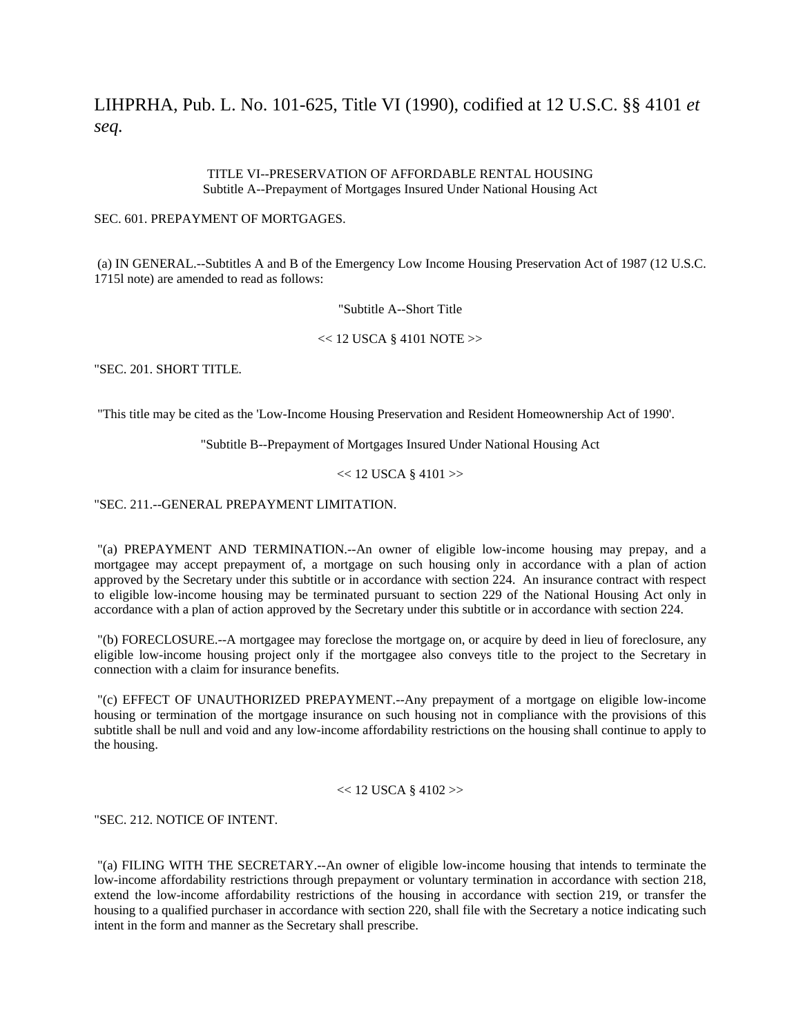# LIHPRHA, Pub. L. No. 101-625, Title VI (1990), codified at 12 U.S.C. §§ 4101 *et seq.*

TITLE VI--PRESERVATION OF AFFORDABLE RENTAL HOUSING
Subtitle A--Prepayment of Mortgages Insured Under National Housing Act

SEC. 601. PREPAYMENT OF MORTGAGES.

(a) IN GENERAL.--Subtitles A and B of the Emergency Low Income Housing Preservation Act of 1987 (12 U.S.C. 1715l note) are amended to read as follows:

"Subtitle A--Short Title

<< 12 USCA § 4101 NOTE >>

"SEC. 201. SHORT TITLE.

"This title may be cited as the 'Low-Income Housing Preservation and Resident Homeownership Act of 1990'.

"Subtitle B--Prepayment of Mortgages Insured Under National Housing Act

<< 12 USCA § 4101 >>

"SEC. 211.--GENERAL PREPAYMENT LIMITATION.

"(a) PREPAYMENT AND TERMINATION.--An owner of eligible low-income housing may prepay, and a mortgagee may accept prepayment of, a mortgage on such housing only in accordance with a plan of action approved by the Secretary under this subtitle or in accordance with section 224. An insurance contract with respect to eligible low-income housing may be terminated pursuant to section 229 of the National Housing Act only in accordance with a plan of action approved by the Secretary under this subtitle or in accordance with section 224.

"(b) FORECLOSURE.--A mortgagee may foreclose the mortgage on, or acquire by deed in lieu of foreclosure, any eligible low-income housing project only if the mortgagee also conveys title to the project to the Secretary in connection with a claim for insurance benefits.

"(c) EFFECT OF UNAUTHORIZED PREPAYMENT.--Any prepayment of a mortgage on eligible low-income housing or termination of the mortgage insurance on such housing not in compliance with the provisions of this subtitle shall be null and void and any low-income affordability restrictions on the housing shall continue to apply to the housing.

<< 12 USCA § 4102 >>

"SEC. 212. NOTICE OF INTENT.

"(a) FILING WITH THE SECRETARY.--An owner of eligible low-income housing that intends to terminate the low-income affordability restrictions through prepayment or voluntary termination in accordance with section 218, extend the low-income affordability restrictions of the housing in accordance with section 219, or transfer the housing to a qualified purchaser in accordance with section 220, shall file with the Secretary a notice indicating such intent in the form and manner as the Secretary shall prescribe.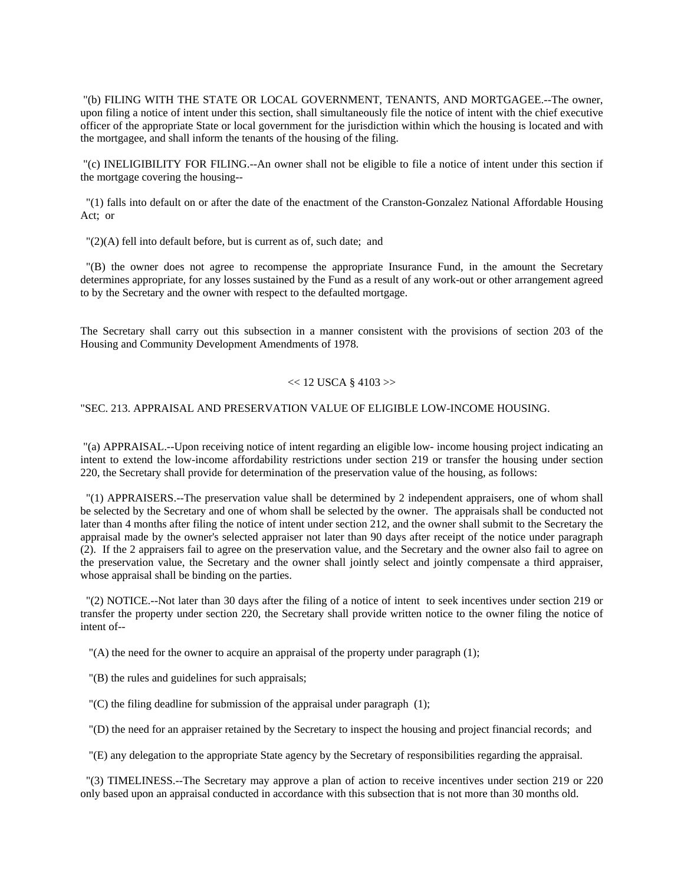"(b) FILING WITH THE STATE OR LOCAL GOVERNMENT, TENANTS, AND MORTGAGEE.--The owner, upon filing a notice of intent under this section, shall simultaneously file the notice of intent with the chief executive officer of the appropriate State or local government for the jurisdiction within which the housing is located and with the mortgagee, and shall inform the tenants of the housing of the filing.

"(c) INELIGIBILITY FOR FILING.--An owner shall not be eligible to file a notice of intent under this section if the mortgage covering the housing--

"(1) falls into default on or after the date of the enactment of the Cranston-Gonzalez National Affordable Housing Act; or

"(2)(A) fell into default before, but is current as of, such date; and

"(B) the owner does not agree to recompense the appropriate Insurance Fund, in the amount the Secretary determines appropriate, for any losses sustained by the Fund as a result of any work-out or other arrangement agreed to by the Secretary and the owner with respect to the defaulted mortgage.

The Secretary shall carry out this subsection in a manner consistent with the provisions of section 203 of the Housing and Community Development Amendments of 1978.

<< 12 USCA § 4103 >>

"SEC. 213. APPRAISAL AND PRESERVATION VALUE OF ELIGIBLE LOW-INCOME HOUSING.

"(a) APPRAISAL.--Upon receiving notice of intent regarding an eligible low- income housing project indicating an intent to extend the low-income affordability restrictions under section 219 or transfer the housing under section 220, the Secretary shall provide for determination of the preservation value of the housing, as follows:

"(1) APPRAISERS.--The preservation value shall be determined by 2 independent appraisers, one of whom shall be selected by the Secretary and one of whom shall be selected by the owner. The appraisals shall be conducted not later than 4 months after filing the notice of intent under section 212, and the owner shall submit to the Secretary the appraisal made by the owner's selected appraiser not later than 90 days after receipt of the notice under paragraph (2). If the 2 appraisers fail to agree on the preservation value, and the Secretary and the owner also fail to agree on the preservation value, the Secretary and the owner shall jointly select and jointly compensate a third appraiser, whose appraisal shall be binding on the parties.

"(2) NOTICE.--Not later than 30 days after the filing of a notice of intent to seek incentives under section 219 or transfer the property under section 220, the Secretary shall provide written notice to the owner filing the notice of intent of--

"(A) the need for the owner to acquire an appraisal of the property under paragraph (1);

"(B) the rules and guidelines for such appraisals;

"(C) the filing deadline for submission of the appraisal under paragraph (1);

"(D) the need for an appraiser retained by the Secretary to inspect the housing and project financial records; and

"(E) any delegation to the appropriate State agency by the Secretary of responsibilities regarding the appraisal.

"(3) TIMELINESS.--The Secretary may approve a plan of action to receive incentives under section 219 or 220 only based upon an appraisal conducted in accordance with this subsection that is not more than 30 months old.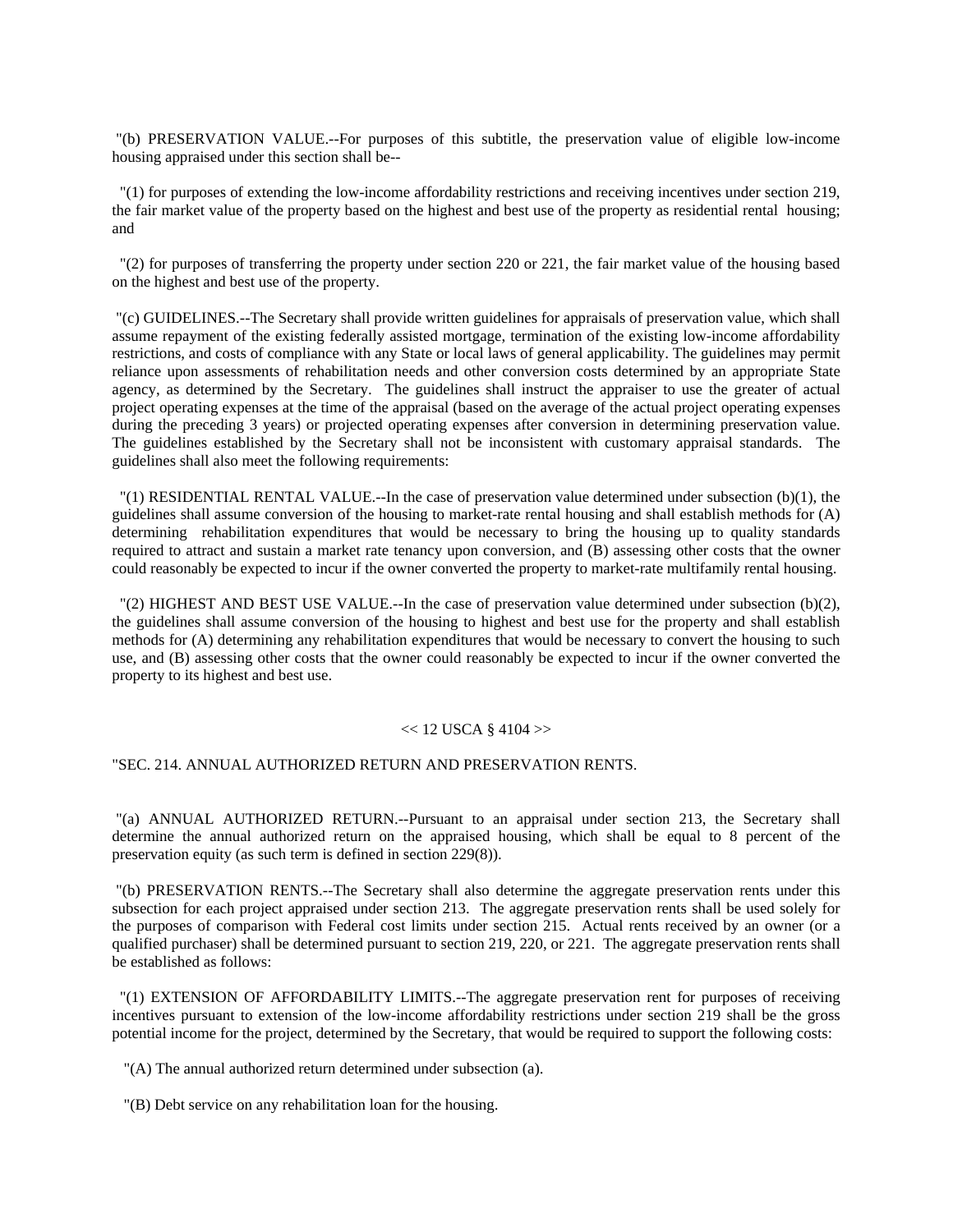"(b) PRESERVATION VALUE.--For purposes of this subtitle, the preservation value of eligible low-income housing appraised under this section shall be--

"(1) for purposes of extending the low-income affordability restrictions and receiving incentives under section 219, the fair market value of the property based on the highest and best use of the property as residential rental housing; and

"(2) for purposes of transferring the property under section 220 or 221, the fair market value of the housing based on the highest and best use of the property.

"(c) GUIDELINES.--The Secretary shall provide written guidelines for appraisals of preservation value, which shall assume repayment of the existing federally assisted mortgage, termination of the existing low-income affordability restrictions, and costs of compliance with any State or local laws of general applicability. The guidelines may permit reliance upon assessments of rehabilitation needs and other conversion costs determined by an appropriate State agency, as determined by the Secretary. The guidelines shall instruct the appraiser to use the greater of actual project operating expenses at the time of the appraisal (based on the average of the actual project operating expenses during the preceding 3 years) or projected operating expenses after conversion in determining preservation value. The guidelines established by the Secretary shall not be inconsistent with customary appraisal standards. The guidelines shall also meet the following requirements:

"(1) RESIDENTIAL RENTAL VALUE.--In the case of preservation value determined under subsection (b)(1), the guidelines shall assume conversion of the housing to market-rate rental housing and shall establish methods for (A) determining rehabilitation expenditures that would be necessary to bring the housing up to quality standards required to attract and sustain a market rate tenancy upon conversion, and (B) assessing other costs that the owner could reasonably be expected to incur if the owner converted the property to market-rate multifamily rental housing.

"(2) HIGHEST AND BEST USE VALUE.--In the case of preservation value determined under subsection (b)(2), the guidelines shall assume conversion of the housing to highest and best use for the property and shall establish methods for (A) determining any rehabilitation expenditures that would be necessary to convert the housing to such use, and (B) assessing other costs that the owner could reasonably be expected to incur if the owner converted the property to its highest and best use.

<< 12 USCA § 4104 >>

"SEC. 214. ANNUAL AUTHORIZED RETURN AND PRESERVATION RENTS.

"(a) ANNUAL AUTHORIZED RETURN.--Pursuant to an appraisal under section 213, the Secretary shall determine the annual authorized return on the appraised housing, which shall be equal to 8 percent of the preservation equity (as such term is defined in section 229(8)).

"(b) PRESERVATION RENTS.--The Secretary shall also determine the aggregate preservation rents under this subsection for each project appraised under section 213. The aggregate preservation rents shall be used solely for the purposes of comparison with Federal cost limits under section 215. Actual rents received by an owner (or a qualified purchaser) shall be determined pursuant to section 219, 220, or 221. The aggregate preservation rents shall be established as follows:

"(1) EXTENSION OF AFFORDABILITY LIMITS.--The aggregate preservation rent for purposes of receiving incentives pursuant to extension of the low-income affordability restrictions under section 219 shall be the gross potential income for the project, determined by the Secretary, that would be required to support the following costs:

"(A) The annual authorized return determined under subsection (a).

"(B) Debt service on any rehabilitation loan for the housing.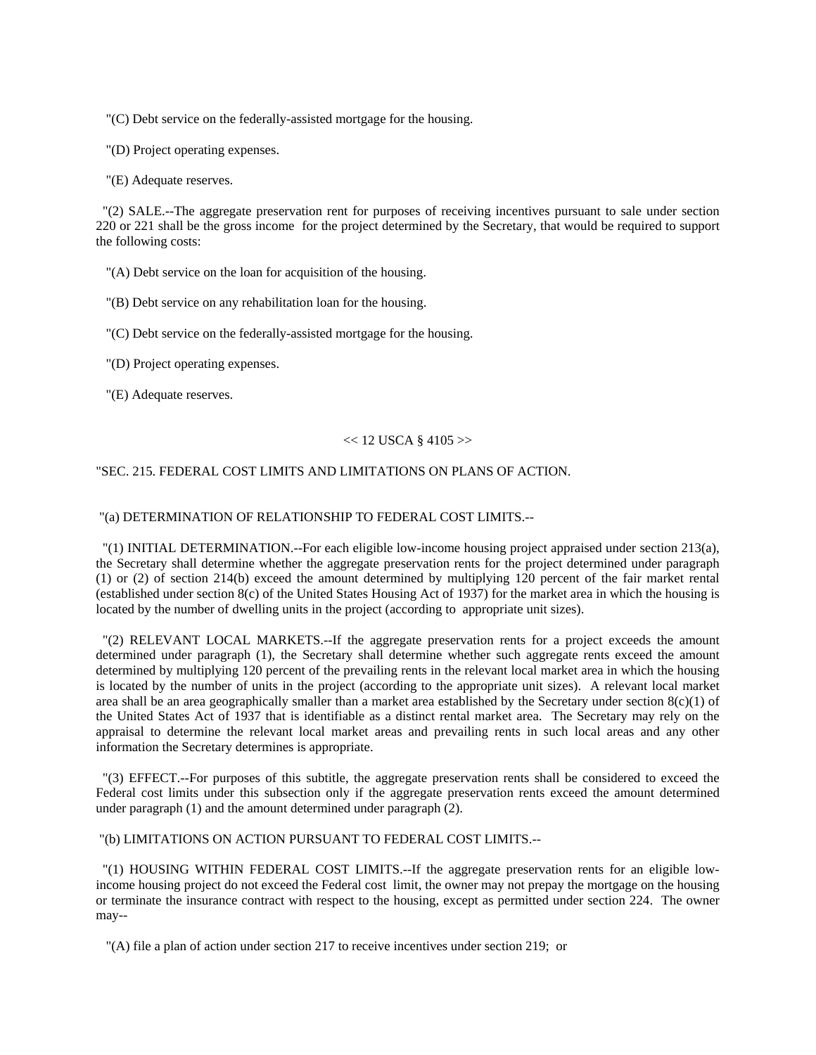"(C) Debt service on the federally-assisted mortgage for the housing.

"(D) Project operating expenses.

"(E) Adequate reserves.

"(2) SALE.--The aggregate preservation rent for purposes of receiving incentives pursuant to sale under section 220 or 221 shall be the gross income for the project determined by the Secretary, that would be required to support the following costs:

"(A) Debt service on the loan for acquisition of the housing.

"(B) Debt service on any rehabilitation loan for the housing.

"(C) Debt service on the federally-assisted mortgage for the housing.

"(D) Project operating expenses.

"(E) Adequate reserves.

<< 12 USCA § 4105 >>

"SEC. 215. FEDERAL COST LIMITS AND LIMITATIONS ON PLANS OF ACTION.

"(a) DETERMINATION OF RELATIONSHIP TO FEDERAL COST LIMITS.--

"(1) INITIAL DETERMINATION.--For each eligible low-income housing project appraised under section 213(a), the Secretary shall determine whether the aggregate preservation rents for the project determined under paragraph (1) or (2) of section 214(b) exceed the amount determined by multiplying 120 percent of the fair market rental (established under section 8(c) of the United States Housing Act of 1937) for the market area in which the housing is located by the number of dwelling units in the project (according to appropriate unit sizes).

"(2) RELEVANT LOCAL MARKETS.--If the aggregate preservation rents for a project exceeds the amount determined under paragraph (1), the Secretary shall determine whether such aggregate rents exceed the amount determined by multiplying 120 percent of the prevailing rents in the relevant local market area in which the housing is located by the number of units in the project (according to the appropriate unit sizes). A relevant local market area shall be an area geographically smaller than a market area established by the Secretary under section 8(c)(1) of the United States Act of 1937 that is identifiable as a distinct rental market area. The Secretary may rely on the appraisal to determine the relevant local market areas and prevailing rents in such local areas and any other information the Secretary determines is appropriate.

"(3) EFFECT.--For purposes of this subtitle, the aggregate preservation rents shall be considered to exceed the Federal cost limits under this subsection only if the aggregate preservation rents exceed the amount determined under paragraph (1) and the amount determined under paragraph (2).

"(b) LIMITATIONS ON ACTION PURSUANT TO FEDERAL COST LIMITS.--

"(1) HOUSING WITHIN FEDERAL COST LIMITS.--If the aggregate preservation rents for an eligible low-income housing project do not exceed the Federal cost limit, the owner may not prepay the mortgage on the housing or terminate the insurance contract with respect to the housing, except as permitted under section 224. The owner may--

"(A) file a plan of action under section 217 to receive incentives under section 219; or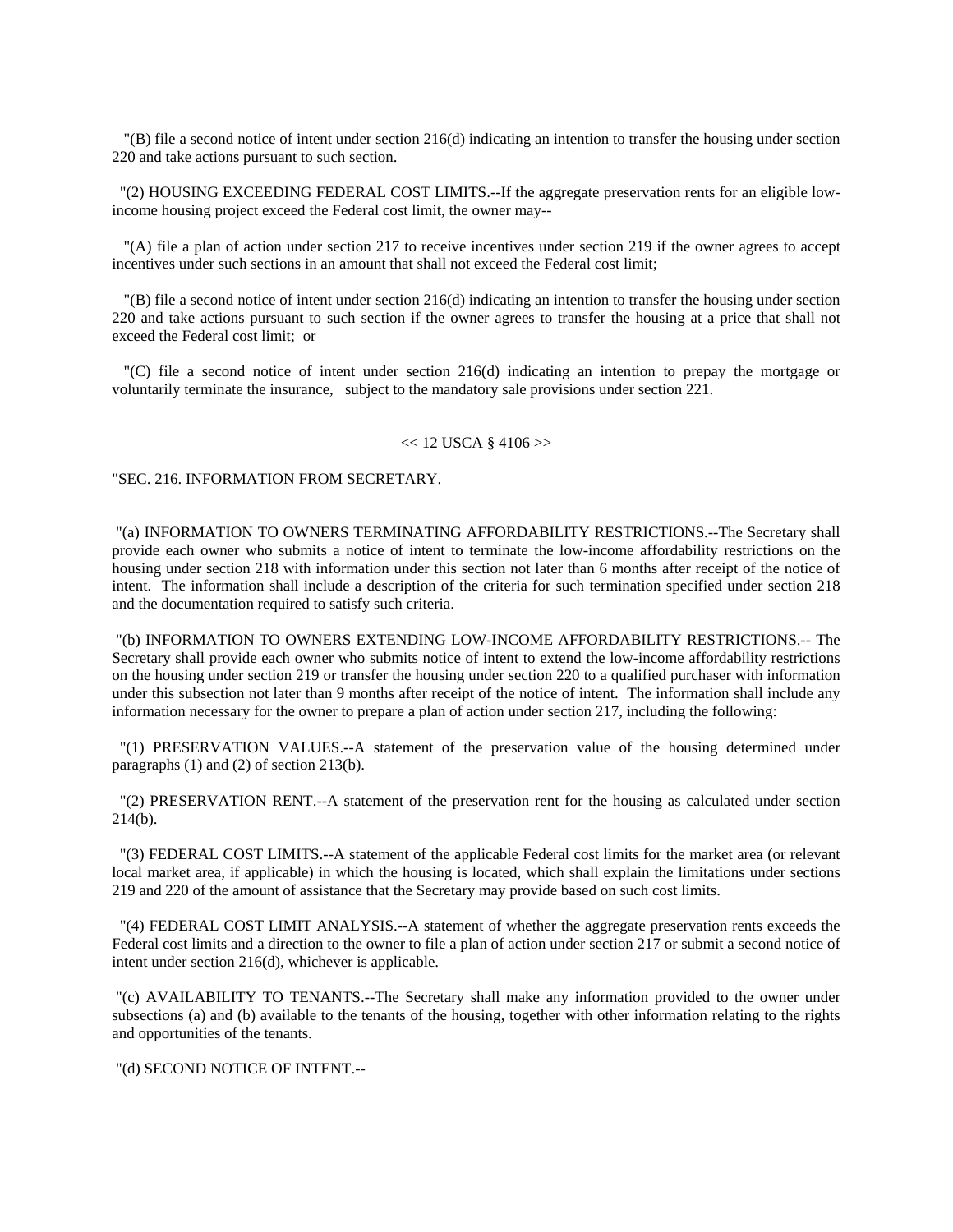"(B) file a second notice of intent under section 216(d) indicating an intention to transfer the housing under section 220 and take actions pursuant to such section.

"(2) HOUSING EXCEEDING FEDERAL COST LIMITS.--If the aggregate preservation rents for an eligible low-income housing project exceed the Federal cost limit, the owner may--

"(A) file a plan of action under section 217 to receive incentives under section 219 if the owner agrees to accept incentives under such sections in an amount that shall not exceed the Federal cost limit;

"(B) file a second notice of intent under section 216(d) indicating an intention to transfer the housing under section 220 and take actions pursuant to such section if the owner agrees to transfer the housing at a price that shall not exceed the Federal cost limit; or

"(C) file a second notice of intent under section 216(d) indicating an intention to prepay the mortgage or voluntarily terminate the insurance, subject to the mandatory sale provisions under section 221.

<< 12 USCA § 4106 >>

"SEC. 216. INFORMATION FROM SECRETARY.

"(a) INFORMATION TO OWNERS TERMINATING AFFORDABILITY RESTRICTIONS.--The Secretary shall provide each owner who submits a notice of intent to terminate the low-income affordability restrictions on the housing under section 218 with information under this section not later than 6 months after receipt of the notice of intent. The information shall include a description of the criteria for such termination specified under section 218 and the documentation required to satisfy such criteria.

"(b) INFORMATION TO OWNERS EXTENDING LOW-INCOME AFFORDABILITY RESTRICTIONS.-- The Secretary shall provide each owner who submits notice of intent to extend the low-income affordability restrictions on the housing under section 219 or transfer the housing under section 220 to a qualified purchaser with information under this subsection not later than 9 months after receipt of the notice of intent. The information shall include any information necessary for the owner to prepare a plan of action under section 217, including the following:

"(1) PRESERVATION VALUES.--A statement of the preservation value of the housing determined under paragraphs (1) and (2) of section 213(b).

"(2) PRESERVATION RENT.--A statement of the preservation rent for the housing as calculated under section 214(b).

"(3) FEDERAL COST LIMITS.--A statement of the applicable Federal cost limits for the market area (or relevant local market area, if applicable) in which the housing is located, which shall explain the limitations under sections 219 and 220 of the amount of assistance that the Secretary may provide based on such cost limits.

"(4) FEDERAL COST LIMIT ANALYSIS.--A statement of whether the aggregate preservation rents exceeds the Federal cost limits and a direction to the owner to file a plan of action under section 217 or submit a second notice of intent under section 216(d), whichever is applicable.

"(c) AVAILABILITY TO TENANTS.--The Secretary shall make any information provided to the owner under subsections (a) and (b) available to the tenants of the housing, together with other information relating to the rights and opportunities of the tenants.

"(d) SECOND NOTICE OF INTENT.--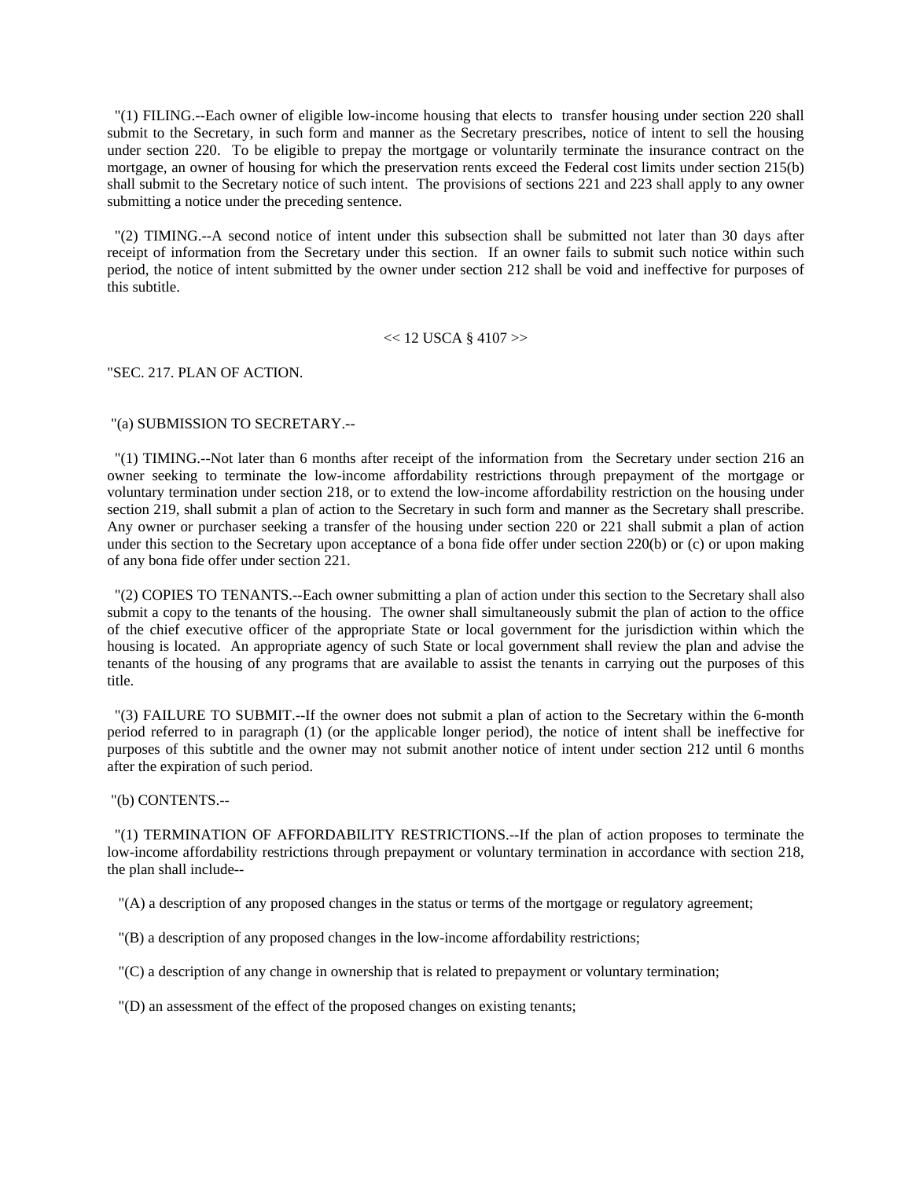"(1) FILING.--Each owner of eligible low-income housing that elects to transfer housing under section 220 shall submit to the Secretary, in such form and manner as the Secretary prescribes, notice of intent to sell the housing under section 220. To be eligible to prepay the mortgage or voluntarily terminate the insurance contract on the mortgage, an owner of housing for which the preservation rents exceed the Federal cost limits under section 215(b) shall submit to the Secretary notice of such intent. The provisions of sections 221 and 223 shall apply to any owner submitting a notice under the preceding sentence.

"(2) TIMING.--A second notice of intent under this subsection shall be submitted not later than 30 days after receipt of information from the Secretary under this section. If an owner fails to submit such notice within such period, the notice of intent submitted by the owner under section 212 shall be void and ineffective for purposes of this subtitle.

<< 12 USCA § 4107 >>

"SEC. 217. PLAN OF ACTION.

"(a) SUBMISSION TO SECRETARY.--

"(1) TIMING.--Not later than 6 months after receipt of the information from the Secretary under section 216 an owner seeking to terminate the low-income affordability restrictions through prepayment of the mortgage or voluntary termination under section 218, or to extend the low-income affordability restriction on the housing under section 219, shall submit a plan of action to the Secretary in such form and manner as the Secretary shall prescribe. Any owner or purchaser seeking a transfer of the housing under section 220 or 221 shall submit a plan of action under this section to the Secretary upon acceptance of a bona fide offer under section 220(b) or (c) or upon making of any bona fide offer under section 221.

"(2) COPIES TO TENANTS.--Each owner submitting a plan of action under this section to the Secretary shall also submit a copy to the tenants of the housing. The owner shall simultaneously submit the plan of action to the office of the chief executive officer of the appropriate State or local government for the jurisdiction within which the housing is located. An appropriate agency of such State or local government shall review the plan and advise the tenants of the housing of any programs that are available to assist the tenants in carrying out the purposes of this title.

"(3) FAILURE TO SUBMIT.--If the owner does not submit a plan of action to the Secretary within the 6-month period referred to in paragraph (1) (or the applicable longer period), the notice of intent shall be ineffective for purposes of this subtitle and the owner may not submit another notice of intent under section 212 until 6 months after the expiration of such period.

"(b) CONTENTS.--

"(1) TERMINATION OF AFFORDABILITY RESTRICTIONS.--If the plan of action proposes to terminate the low-income affordability restrictions through prepayment or voluntary termination in accordance with section 218, the plan shall include--

"(A) a description of any proposed changes in the status or terms of the mortgage or regulatory agreement;

"(B) a description of any proposed changes in the low-income affordability restrictions;

"(C) a description of any change in ownership that is related to prepayment or voluntary termination;

"(D) an assessment of the effect of the proposed changes on existing tenants;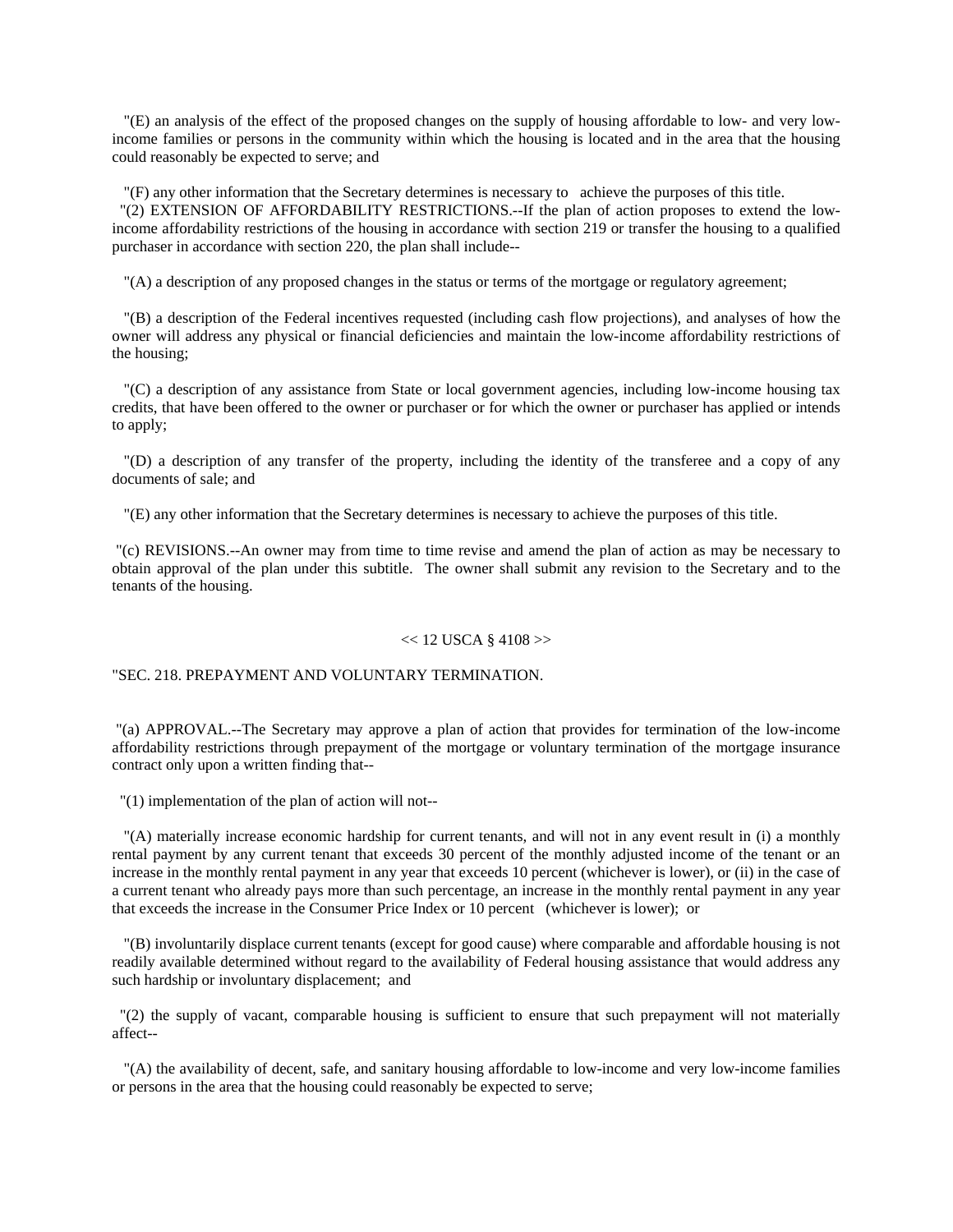"(E) an analysis of the effect of the proposed changes on the supply of housing affordable to low- and very low-income families or persons in the community within which the housing is located and in the area that the housing could reasonably be expected to serve; and

"(F) any other information that the Secretary determines is necessary to achieve the purposes of this title.

"(2) EXTENSION OF AFFORDABILITY RESTRICTIONS.--If the plan of action proposes to extend the low-income affordability restrictions of the housing in accordance with section 219 or transfer the housing to a qualified purchaser in accordance with section 220, the plan shall include--

"(A) a description of any proposed changes in the status or terms of the mortgage or regulatory agreement;

"(B) a description of the Federal incentives requested (including cash flow projections), and analyses of how the owner will address any physical or financial deficiencies and maintain the low-income affordability restrictions of the housing;

"(C) a description of any assistance from State or local government agencies, including low-income housing tax credits, that have been offered to the owner or purchaser or for which the owner or purchaser has applied or intends to apply;

"(D) a description of any transfer of the property, including the identity of the transferee and a copy of any documents of sale; and

"(E) any other information that the Secretary determines is necessary to achieve the purposes of this title.

"(c) REVISIONS.--An owner may from time to time revise and amend the plan of action as may be necessary to obtain approval of the plan under this subtitle. The owner shall submit any revision to the Secretary and to the tenants of the housing.

<< 12 USCA § 4108 >>

"SEC. 218. PREPAYMENT AND VOLUNTARY TERMINATION.

"(a) APPROVAL.--The Secretary may approve a plan of action that provides for termination of the low-income affordability restrictions through prepayment of the mortgage or voluntary termination of the mortgage insurance contract only upon a written finding that--

"(1) implementation of the plan of action will not--

"(A) materially increase economic hardship for current tenants, and will not in any event result in (i) a monthly rental payment by any current tenant that exceeds 30 percent of the monthly adjusted income of the tenant or an increase in the monthly rental payment in any year that exceeds 10 percent (whichever is lower), or (ii) in the case of a current tenant who already pays more than such percentage, an increase in the monthly rental payment in any year that exceeds the increase in the Consumer Price Index or 10 percent (whichever is lower); or

"(B) involuntarily displace current tenants (except for good cause) where comparable and affordable housing is not readily available determined without regard to the availability of Federal housing assistance that would address any such hardship or involuntary displacement; and

"(2) the supply of vacant, comparable housing is sufficient to ensure that such prepayment will not materially affect--

"(A) the availability of decent, safe, and sanitary housing affordable to low-income and very low-income families or persons in the area that the housing could reasonably be expected to serve;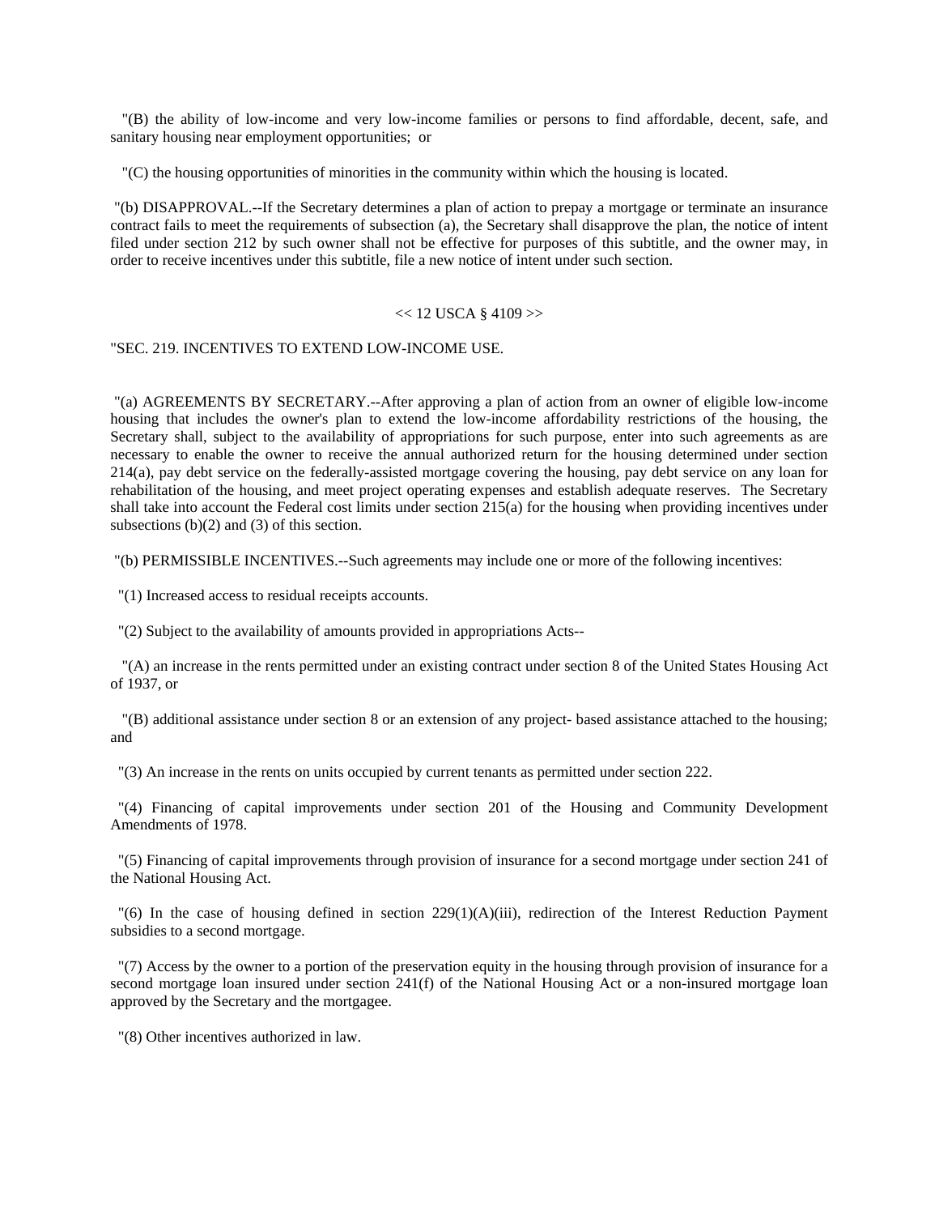"(B) the ability of low-income and very low-income families or persons to find affordable, decent, safe, and sanitary housing near employment opportunities; or

"(C) the housing opportunities of minorities in the community within which the housing is located.

"(b) DISAPPROVAL.--If the Secretary determines a plan of action to prepay a mortgage or terminate an insurance contract fails to meet the requirements of subsection (a), the Secretary shall disapprove the plan, the notice of intent filed under section 212 by such owner shall not be effective for purposes of this subtitle, and the owner may, in order to receive incentives under this subtitle, file a new notice of intent under such section.

<< 12 USCA § 4109 >>

"SEC. 219. INCENTIVES TO EXTEND LOW-INCOME USE.

"(a) AGREEMENTS BY SECRETARY.--After approving a plan of action from an owner of eligible low-income housing that includes the owner's plan to extend the low-income affordability restrictions of the housing, the Secretary shall, subject to the availability of appropriations for such purpose, enter into such agreements as are necessary to enable the owner to receive the annual authorized return for the housing determined under section 214(a), pay debt service on the federally-assisted mortgage covering the housing, pay debt service on any loan for rehabilitation of the housing, and meet project operating expenses and establish adequate reserves. The Secretary shall take into account the Federal cost limits under section 215(a) for the housing when providing incentives under subsections (b)(2) and (3) of this section.

"(b) PERMISSIBLE INCENTIVES.--Such agreements may include one or more of the following incentives:

"(1) Increased access to residual receipts accounts.

"(2) Subject to the availability of amounts provided in appropriations Acts--

"(A) an increase in the rents permitted under an existing contract under section 8 of the United States Housing Act of 1937, or

"(B) additional assistance under section 8 or an extension of any project- based assistance attached to the housing; and

"(3) An increase in the rents on units occupied by current tenants as permitted under section 222.

"(4) Financing of capital improvements under section 201 of the Housing and Community Development Amendments of 1978.

"(5) Financing of capital improvements through provision of insurance for a second mortgage under section 241 of the National Housing Act.

"(6) In the case of housing defined in section 229(1)(A)(iii), redirection of the Interest Reduction Payment subsidies to a second mortgage.

"(7) Access by the owner to a portion of the preservation equity in the housing through provision of insurance for a second mortgage loan insured under section 241(f) of the National Housing Act or a non-insured mortgage loan approved by the Secretary and the mortgagee.

"(8) Other incentives authorized in law.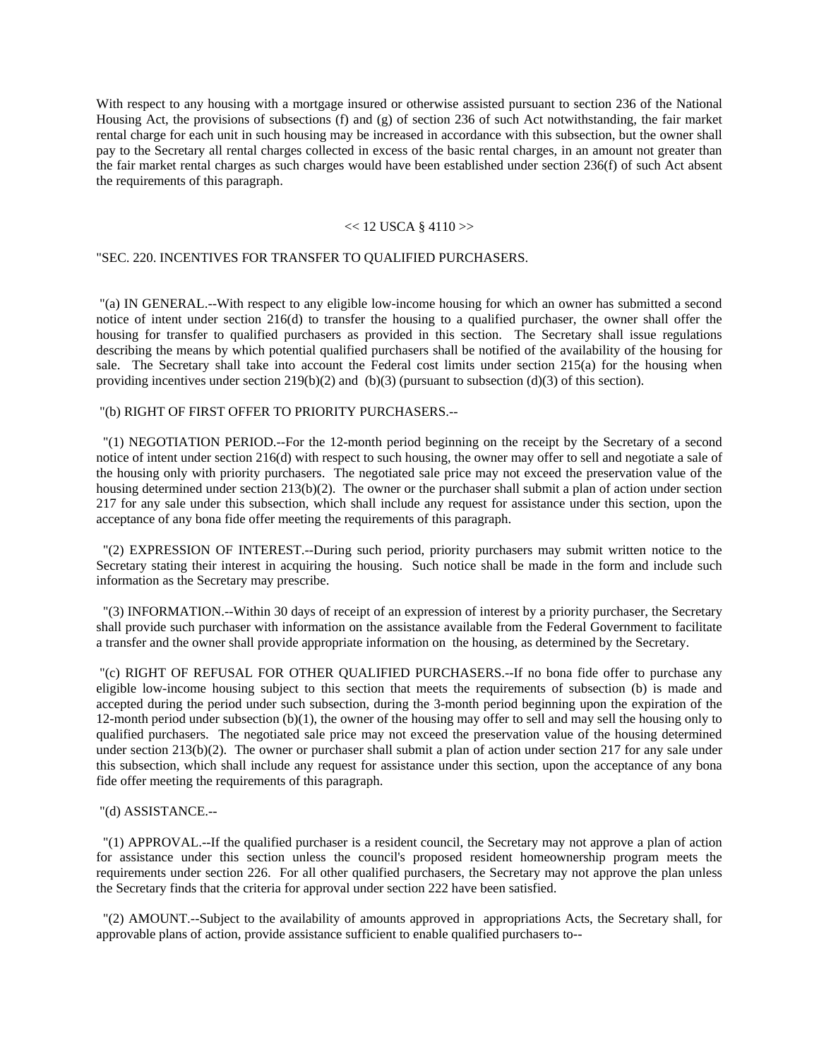With respect to any housing with a mortgage insured or otherwise assisted pursuant to section 236 of the National Housing Act, the provisions of subsections (f) and (g) of section 236 of such Act notwithstanding, the fair market rental charge for each unit in such housing may be increased in accordance with this subsection, but the owner shall pay to the Secretary all rental charges collected in excess of the basic rental charges, in an amount not greater than the fair market rental charges as such charges would have been established under section 236(f) of such Act absent the requirements of this paragraph.

<< 12 USCA § 4110 >>

"SEC. 220. INCENTIVES FOR TRANSFER TO QUALIFIED PURCHASERS.

"(a) IN GENERAL.--With respect to any eligible low-income housing for which an owner has submitted a second notice of intent under section 216(d) to transfer the housing to a qualified purchaser, the owner shall offer the housing for transfer to qualified purchasers as provided in this section. The Secretary shall issue regulations describing the means by which potential qualified purchasers shall be notified of the availability of the housing for sale. The Secretary shall take into account the Federal cost limits under section 215(a) for the housing when providing incentives under section 219(b)(2) and (b)(3) (pursuant to subsection (d)(3) of this section).

"(b) RIGHT OF FIRST OFFER TO PRIORITY PURCHASERS.--

"(1) NEGOTIATION PERIOD.--For the 12-month period beginning on the receipt by the Secretary of a second notice of intent under section 216(d) with respect to such housing, the owner may offer to sell and negotiate a sale of the housing only with priority purchasers. The negotiated sale price may not exceed the preservation value of the housing determined under section 213(b)(2). The owner or the purchaser shall submit a plan of action under section 217 for any sale under this subsection, which shall include any request for assistance under this section, upon the acceptance of any bona fide offer meeting the requirements of this paragraph.

"(2) EXPRESSION OF INTEREST.--During such period, priority purchasers may submit written notice to the Secretary stating their interest in acquiring the housing. Such notice shall be made in the form and include such information as the Secretary may prescribe.

"(3) INFORMATION.--Within 30 days of receipt of an expression of interest by a priority purchaser, the Secretary shall provide such purchaser with information on the assistance available from the Federal Government to facilitate a transfer and the owner shall provide appropriate information on the housing, as determined by the Secretary.

"(c) RIGHT OF REFUSAL FOR OTHER QUALIFIED PURCHASERS.--If no bona fide offer to purchase any eligible low-income housing subject to this section that meets the requirements of subsection (b) is made and accepted during the period under such subsection, during the 3-month period beginning upon the expiration of the 12-month period under subsection (b)(1), the owner of the housing may offer to sell and may sell the housing only to qualified purchasers. The negotiated sale price may not exceed the preservation value of the housing determined under section 213(b)(2). The owner or purchaser shall submit a plan of action under section 217 for any sale under this subsection, which shall include any request for assistance under this section, upon the acceptance of any bona fide offer meeting the requirements of this paragraph.

"(d) ASSISTANCE.--

"(1) APPROVAL.--If the qualified purchaser is a resident council, the Secretary may not approve a plan of action for assistance under this section unless the council's proposed resident homeownership program meets the requirements under section 226. For all other qualified purchasers, the Secretary may not approve the plan unless the Secretary finds that the criteria for approval under section 222 have been satisfied.

"(2) AMOUNT.--Subject to the availability of amounts approved in appropriations Acts, the Secretary shall, for approvable plans of action, provide assistance sufficient to enable qualified purchasers to--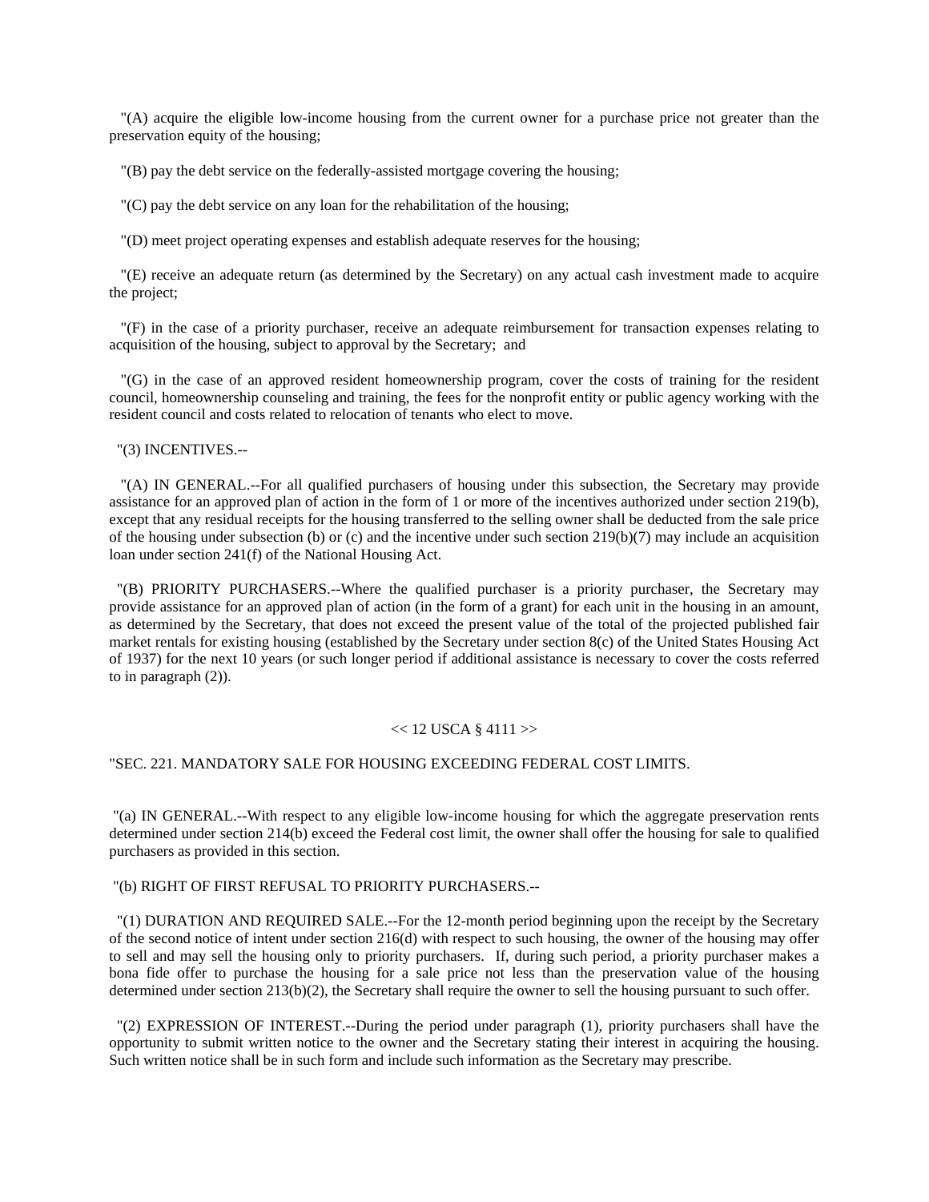"(A) acquire the eligible low-income housing from the current owner for a purchase price not greater than the preservation equity of the housing;

"(B) pay the debt service on the federally-assisted mortgage covering the housing;

"(C) pay the debt service on any loan for the rehabilitation of the housing;

"(D) meet project operating expenses and establish adequate reserves for the housing;

"(E) receive an adequate return (as determined by the Secretary) on any actual cash investment made to acquire the project;

"(F) in the case of a priority purchaser, receive an adequate reimbursement for transaction expenses relating to acquisition of the housing, subject to approval by the Secretary; and

"(G) in the case of an approved resident homeownership program, cover the costs of training for the resident council, homeownership counseling and training, the fees for the nonprofit entity or public agency working with the resident council and costs related to relocation of tenants who elect to move.

"(3) INCENTIVES.--

"(A) IN GENERAL.--For all qualified purchasers of housing under this subsection, the Secretary may provide assistance for an approved plan of action in the form of 1 or more of the incentives authorized under section 219(b), except that any residual receipts for the housing transferred to the selling owner shall be deducted from the sale price of the housing under subsection (b) or (c) and the incentive under such section 219(b)(7) may include an acquisition loan under section 241(f) of the National Housing Act.

"(B) PRIORITY PURCHASERS.--Where the qualified purchaser is a priority purchaser, the Secretary may provide assistance for an approved plan of action (in the form of a grant) for each unit in the housing in an amount, as determined by the Secretary, that does not exceed the present value of the total of the projected published fair market rentals for existing housing (established by the Secretary under section 8(c) of the United States Housing Act of 1937) for the next 10 years (or such longer period if additional assistance is necessary to cover the costs referred to in paragraph (2)).

<< 12 USCA § 4111 >>

"SEC. 221. MANDATORY SALE FOR HOUSING EXCEEDING FEDERAL COST LIMITS.

"(a) IN GENERAL.--With respect to any eligible low-income housing for which the aggregate preservation rents determined under section 214(b) exceed the Federal cost limit, the owner shall offer the housing for sale to qualified purchasers as provided in this section.

"(b) RIGHT OF FIRST REFUSAL TO PRIORITY PURCHASERS.--

"(1) DURATION AND REQUIRED SALE.--For the 12-month period beginning upon the receipt by the Secretary of the second notice of intent under section 216(d) with respect to such housing, the owner of the housing may offer to sell and may sell the housing only to priority purchasers. If, during such period, a priority purchaser makes a bona fide offer to purchase the housing for a sale price not less than the preservation value of the housing determined under section 213(b)(2), the Secretary shall require the owner to sell the housing pursuant to such offer.

"(2) EXPRESSION OF INTEREST.--During the period under paragraph (1), priority purchasers shall have the opportunity to submit written notice to the owner and the Secretary stating their interest in acquiring the housing. Such written notice shall be in such form and include such information as the Secretary may prescribe.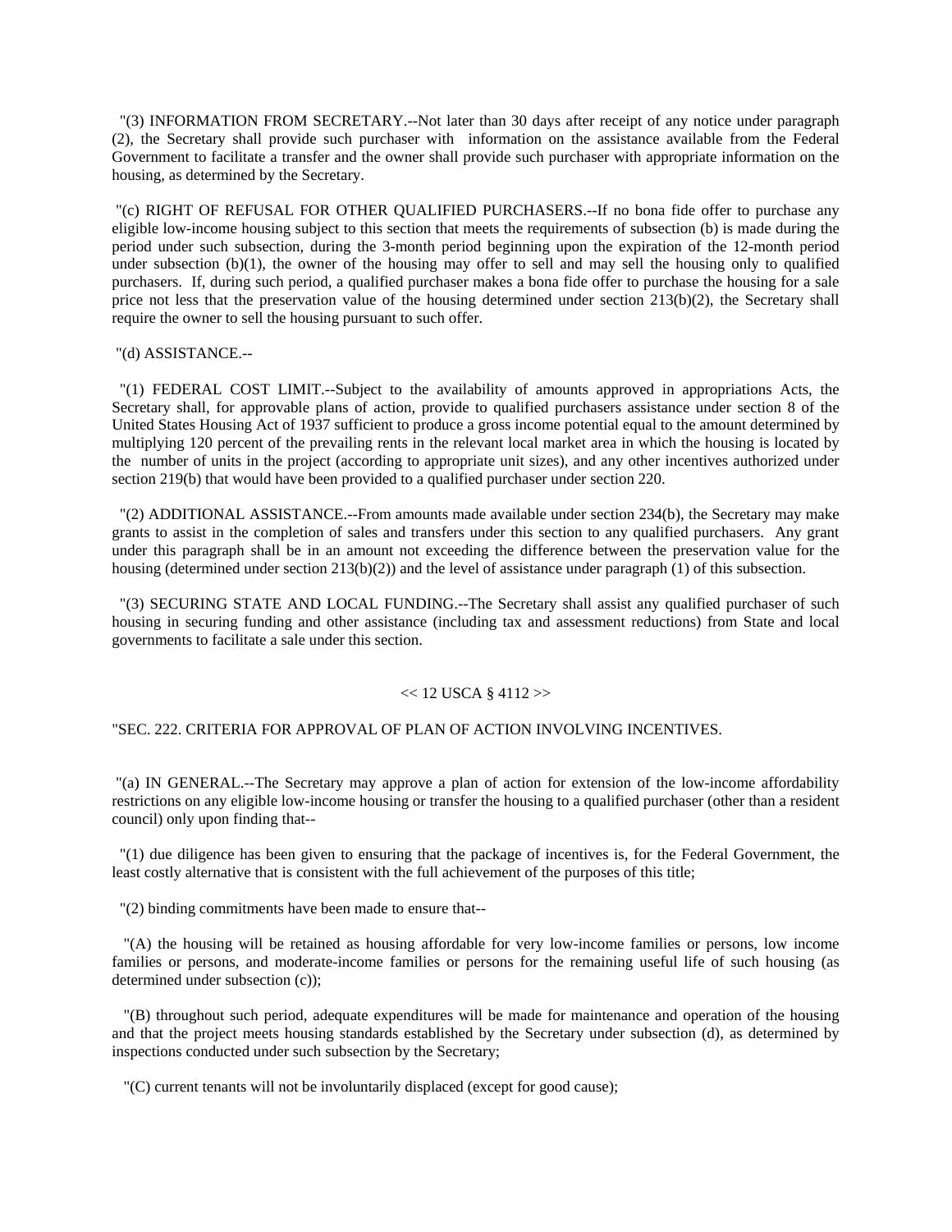"(3) INFORMATION FROM SECRETARY.--Not later than 30 days after receipt of any notice under paragraph (2), the Secretary shall provide such purchaser with information on the assistance available from the Federal Government to facilitate a transfer and the owner shall provide such purchaser with appropriate information on the housing, as determined by the Secretary.

"(c) RIGHT OF REFUSAL FOR OTHER QUALIFIED PURCHASERS.--If no bona fide offer to purchase any eligible low-income housing subject to this section that meets the requirements of subsection (b) is made during the period under such subsection, during the 3-month period beginning upon the expiration of the 12-month period under subsection (b)(1), the owner of the housing may offer to sell and may sell the housing only to qualified purchasers. If, during such period, a qualified purchaser makes a bona fide offer to purchase the housing for a sale price not less that the preservation value of the housing determined under section 213(b)(2), the Secretary shall require the owner to sell the housing pursuant to such offer.

"(d) ASSISTANCE.--

"(1) FEDERAL COST LIMIT.--Subject to the availability of amounts approved in appropriations Acts, the Secretary shall, for approvable plans of action, provide to qualified purchasers assistance under section 8 of the United States Housing Act of 1937 sufficient to produce a gross income potential equal to the amount determined by multiplying 120 percent of the prevailing rents in the relevant local market area in which the housing is located by the number of units in the project (according to appropriate unit sizes), and any other incentives authorized under section 219(b) that would have been provided to a qualified purchaser under section 220.

"(2) ADDITIONAL ASSISTANCE.--From amounts made available under section 234(b), the Secretary may make grants to assist in the completion of sales and transfers under this section to any qualified purchasers. Any grant under this paragraph shall be in an amount not exceeding the difference between the preservation value for the housing (determined under section 213(b)(2)) and the level of assistance under paragraph (1) of this subsection.

"(3) SECURING STATE AND LOCAL FUNDING.--The Secretary shall assist any qualified purchaser of such housing in securing funding and other assistance (including tax and assessment reductions) from State and local governments to facilitate a sale under this section.

<< 12 USCA § 4112 >>

"SEC. 222. CRITERIA FOR APPROVAL OF PLAN OF ACTION INVOLVING INCENTIVES.

"(a) IN GENERAL.--The Secretary may approve a plan of action for extension of the low-income affordability restrictions on any eligible low-income housing or transfer the housing to a qualified purchaser (other than a resident council) only upon finding that--

"(1) due diligence has been given to ensuring that the package of incentives is, for the Federal Government, the least costly alternative that is consistent with the full achievement of the purposes of this title;

"(2) binding commitments have been made to ensure that--

"(A) the housing will be retained as housing affordable for very low-income families or persons, low income families or persons, and moderate-income families or persons for the remaining useful life of such housing (as determined under subsection (c));

"(B) throughout such period, adequate expenditures will be made for maintenance and operation of the housing and that the project meets housing standards established by the Secretary under subsection (d), as determined by inspections conducted under such subsection by the Secretary;

"(C) current tenants will not be involuntarily displaced (except for good cause);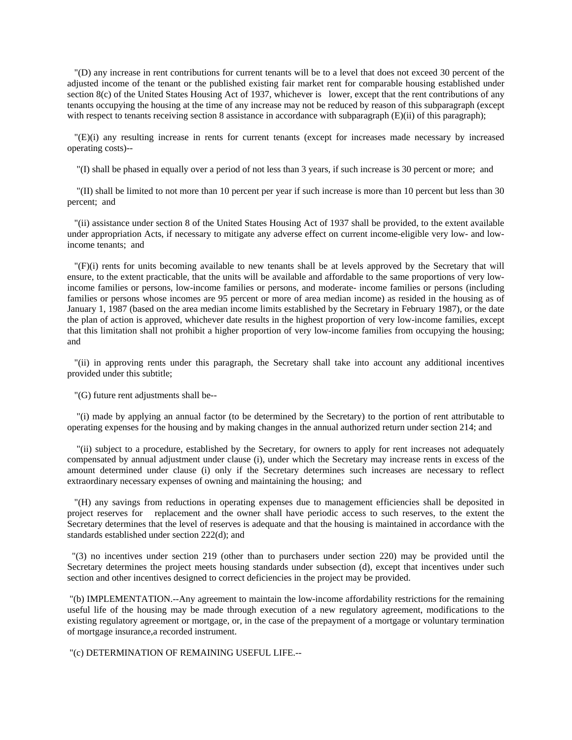"(D) any increase in rent contributions for current tenants will be to a level that does not exceed 30 percent of the adjusted income of the tenant or the published existing fair market rent for comparable housing established under section 8(c) of the United States Housing Act of 1937, whichever is lower, except that the rent contributions of any tenants occupying the housing at the time of any increase may not be reduced by reason of this subparagraph (except with respect to tenants receiving section 8 assistance in accordance with subparagraph (E)(ii) of this paragraph);

"(E)(i) any resulting increase in rents for current tenants (except for increases made necessary by increased operating costs)--

"(I) shall be phased in equally over a period of not less than 3 years, if such increase is 30 percent or more; and

"(II) shall be limited to not more than 10 percent per year if such increase is more than 10 percent but less than 30 percent; and

"(ii) assistance under section 8 of the United States Housing Act of 1937 shall be provided, to the extent available under appropriation Acts, if necessary to mitigate any adverse effect on current income-eligible very low- and low-income tenants; and

"(F)(i) rents for units becoming available to new tenants shall be at levels approved by the Secretary that will ensure, to the extent practicable, that the units will be available and affordable to the same proportions of very low-income families or persons, low-income families or persons, and moderate- income families or persons (including families or persons whose incomes are 95 percent or more of area median income) as resided in the housing as of January 1, 1987 (based on the area median income limits established by the Secretary in February 1987), or the date the plan of action is approved, whichever date results in the highest proportion of very low-income families, except that this limitation shall not prohibit a higher proportion of very low-income families from occupying the housing; and

"(ii) in approving rents under this paragraph, the Secretary shall take into account any additional incentives provided under this subtitle;

"(G) future rent adjustments shall be--

"(i) made by applying an annual factor (to be determined by the Secretary) to the portion of rent attributable to operating expenses for the housing and by making changes in the annual authorized return under section 214; and

"(ii) subject to a procedure, established by the Secretary, for owners to apply for rent increases not adequately compensated by annual adjustment under clause (i), under which the Secretary may increase rents in excess of the amount determined under clause (i) only if the Secretary determines such increases are necessary to reflect extraordinary necessary expenses of owning and maintaining the housing; and

"(H) any savings from reductions in operating expenses due to management efficiencies shall be deposited in project reserves for replacement and the owner shall have periodic access to such reserves, to the extent the Secretary determines that the level of reserves is adequate and that the housing is maintained in accordance with the standards established under section 222(d); and

"(3) no incentives under section 219 (other than to purchasers under section 220) may be provided until the Secretary determines the project meets housing standards under subsection (d), except that incentives under such section and other incentives designed to correct deficiencies in the project may be provided.

"(b) IMPLEMENTATION.--Any agreement to maintain the low-income affordability restrictions for the remaining useful life of the housing may be made through execution of a new regulatory agreement, modifications to the existing regulatory agreement or mortgage, or, in the case of the prepayment of a mortgage or voluntary termination of mortgage insurance,a recorded instrument.

"(c) DETERMINATION OF REMAINING USEFUL LIFE.--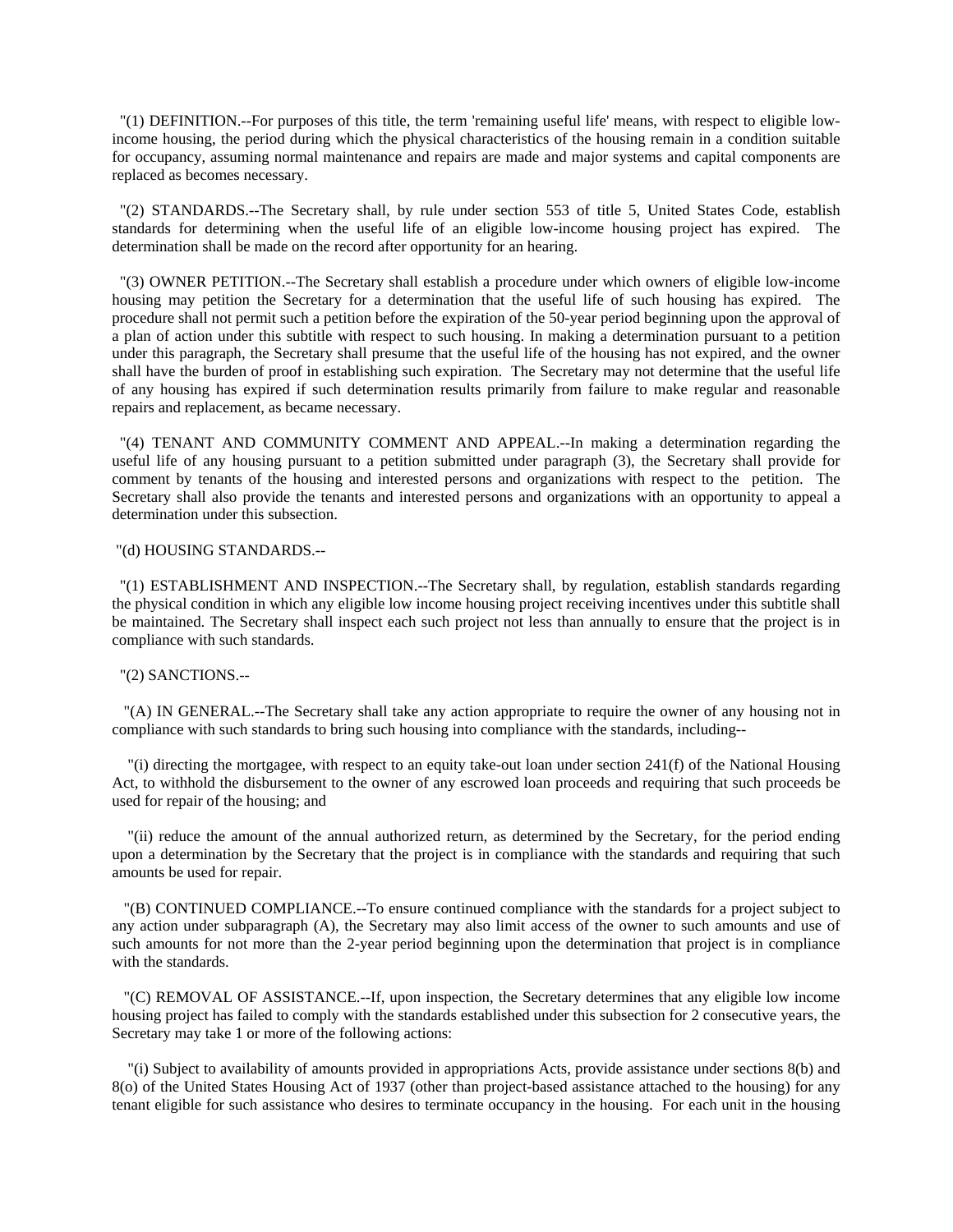"(1) DEFINITION.--For purposes of this title, the term 'remaining useful life' means, with respect to eligible low-income housing, the period during which the physical characteristics of the housing remain in a condition suitable for occupancy, assuming normal maintenance and repairs are made and major systems and capital components are replaced as becomes necessary.

"(2) STANDARDS.--The Secretary shall, by rule under section 553 of title 5, United States Code, establish standards for determining when the useful life of an eligible low-income housing project has expired. The determination shall be made on the record after opportunity for an hearing.

"(3) OWNER PETITION.--The Secretary shall establish a procedure under which owners of eligible low-income housing may petition the Secretary for a determination that the useful life of such housing has expired. The procedure shall not permit such a petition before the expiration of the 50-year period beginning upon the approval of a plan of action under this subtitle with respect to such housing. In making a determination pursuant to a petition under this paragraph, the Secretary shall presume that the useful life of the housing has not expired, and the owner shall have the burden of proof in establishing such expiration. The Secretary may not determine that the useful life of any housing has expired if such determination results primarily from failure to make regular and reasonable repairs and replacement, as became necessary.

"(4) TENANT AND COMMUNITY COMMENT AND APPEAL.--In making a determination regarding the useful life of any housing pursuant to a petition submitted under paragraph (3), the Secretary shall provide for comment by tenants of the housing and interested persons and organizations with respect to the petition. The Secretary shall also provide the tenants and interested persons and organizations with an opportunity to appeal a determination under this subsection.

"(d) HOUSING STANDARDS.--

"(1) ESTABLISHMENT AND INSPECTION.--The Secretary shall, by regulation, establish standards regarding the physical condition in which any eligible low income housing project receiving incentives under this subtitle shall be maintained. The Secretary shall inspect each such project not less than annually to ensure that the project is in compliance with such standards.

"(2) SANCTIONS.--

"(A) IN GENERAL.--The Secretary shall take any action appropriate to require the owner of any housing not in compliance with such standards to bring such housing into compliance with the standards, including--

"(i) directing the mortgagee, with respect to an equity take-out loan under section 241(f) of the National Housing Act, to withhold the disbursement to the owner of any escrowed loan proceeds and requiring that such proceeds be used for repair of the housing; and

"(ii) reduce the amount of the annual authorized return, as determined by the Secretary, for the period ending upon a determination by the Secretary that the project is in compliance with the standards and requiring that such amounts be used for repair.

"(B) CONTINUED COMPLIANCE.--To ensure continued compliance with the standards for a project subject to any action under subparagraph (A), the Secretary may also limit access of the owner to such amounts and use of such amounts for not more than the 2-year period beginning upon the determination that project is in compliance with the standards.

"(C) REMOVAL OF ASSISTANCE.--If, upon inspection, the Secretary determines that any eligible low income housing project has failed to comply with the standards established under this subsection for 2 consecutive years, the Secretary may take 1 or more of the following actions:

"(i) Subject to availability of amounts provided in appropriations Acts, provide assistance under sections 8(b) and 8(o) of the United States Housing Act of 1937 (other than project-based assistance attached to the housing) for any tenant eligible for such assistance who desires to terminate occupancy in the housing. For each unit in the housing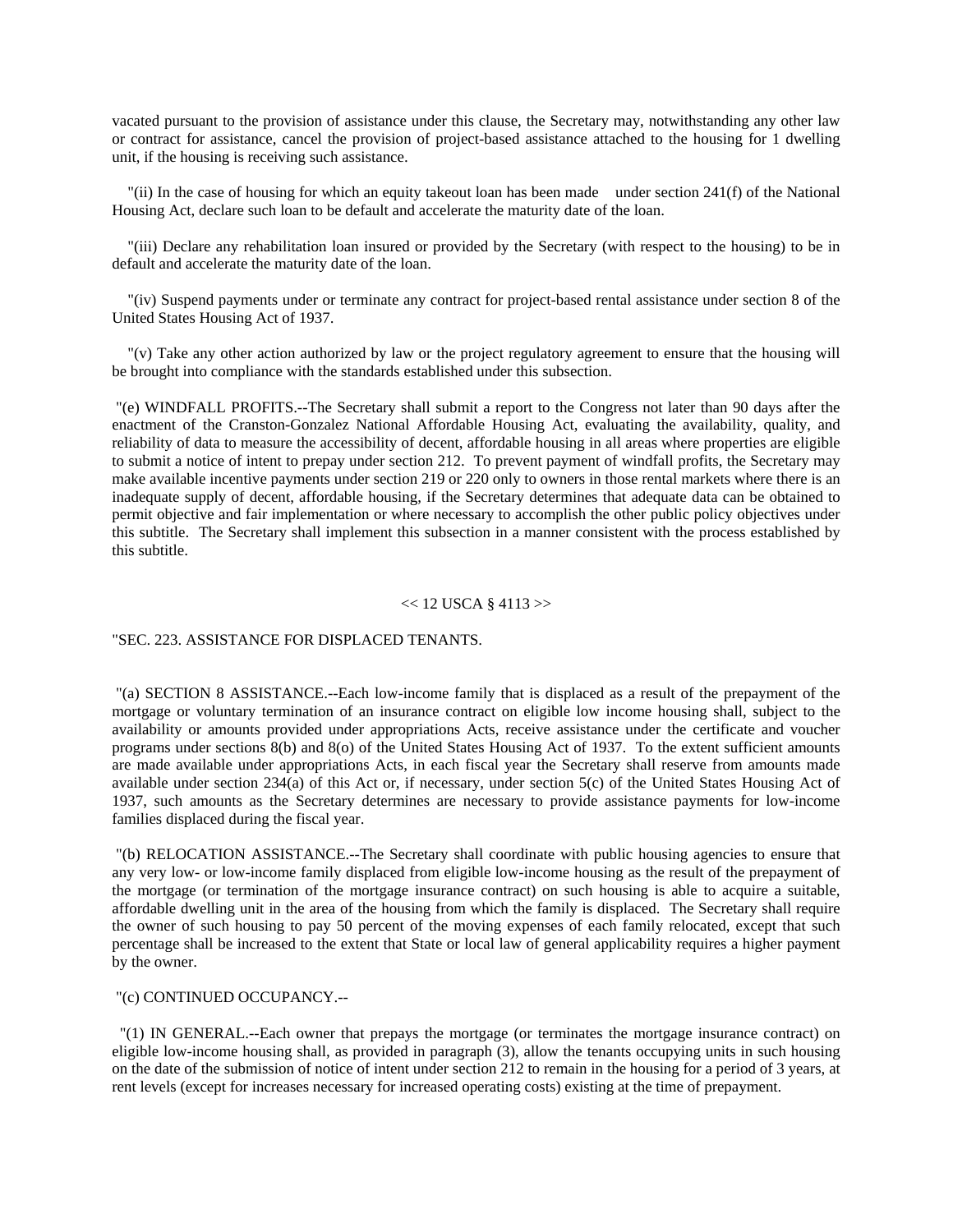vacated pursuant to the provision of assistance under this clause, the Secretary may, notwithstanding any other law or contract for assistance, cancel the provision of project-based assistance attached to the housing for 1 dwelling unit, if the housing is receiving such assistance.

"(ii) In the case of housing for which an equity takeout loan has been made under section 241(f) of the National Housing Act, declare such loan to be default and accelerate the maturity date of the loan.

"(iii) Declare any rehabilitation loan insured or provided by the Secretary (with respect to the housing) to be in default and accelerate the maturity date of the loan.

"(iv) Suspend payments under or terminate any contract for project-based rental assistance under section 8 of the United States Housing Act of 1937.

"(v) Take any other action authorized by law or the project regulatory agreement to ensure that the housing will be brought into compliance with the standards established under this subsection.

"(e) WINDFALL PROFITS.--The Secretary shall submit a report to the Congress not later than 90 days after the enactment of the Cranston-Gonzalez National Affordable Housing Act, evaluating the availability, quality, and reliability of data to measure the accessibility of decent, affordable housing in all areas where properties are eligible to submit a notice of intent to prepay under section 212. To prevent payment of windfall profits, the Secretary may make available incentive payments under section 219 or 220 only to owners in those rental markets where there is an inadequate supply of decent, affordable housing, if the Secretary determines that adequate data can be obtained to permit objective and fair implementation or where necessary to accomplish the other public policy objectives under this subtitle. The Secretary shall implement this subsection in a manner consistent with the process established by this subtitle.

<< 12 USCA § 4113 >>

"SEC. 223. ASSISTANCE FOR DISPLACED TENANTS.

"(a) SECTION 8 ASSISTANCE.--Each low-income family that is displaced as a result of the prepayment of the mortgage or voluntary termination of an insurance contract on eligible low income housing shall, subject to the availability or amounts provided under appropriations Acts, receive assistance under the certificate and voucher programs under sections 8(b) and 8(o) of the United States Housing Act of 1937. To the extent sufficient amounts are made available under appropriations Acts, in each fiscal year the Secretary shall reserve from amounts made available under section 234(a) of this Act or, if necessary, under section 5(c) of the United States Housing Act of 1937, such amounts as the Secretary determines are necessary to provide assistance payments for low-income families displaced during the fiscal year.

"(b) RELOCATION ASSISTANCE.--The Secretary shall coordinate with public housing agencies to ensure that any very low- or low-income family displaced from eligible low-income housing as the result of the prepayment of the mortgage (or termination of the mortgage insurance contract) on such housing is able to acquire a suitable, affordable dwelling unit in the area of the housing from which the family is displaced. The Secretary shall require the owner of such housing to pay 50 percent of the moving expenses of each family relocated, except that such percentage shall be increased to the extent that State or local law of general applicability requires a higher payment by the owner.

"(c) CONTINUED OCCUPANCY.--

"(1) IN GENERAL.--Each owner that prepays the mortgage (or terminates the mortgage insurance contract) on eligible low-income housing shall, as provided in paragraph (3), allow the tenants occupying units in such housing on the date of the submission of notice of intent under section 212 to remain in the housing for a period of 3 years, at rent levels (except for increases necessary for increased operating costs) existing at the time of prepayment.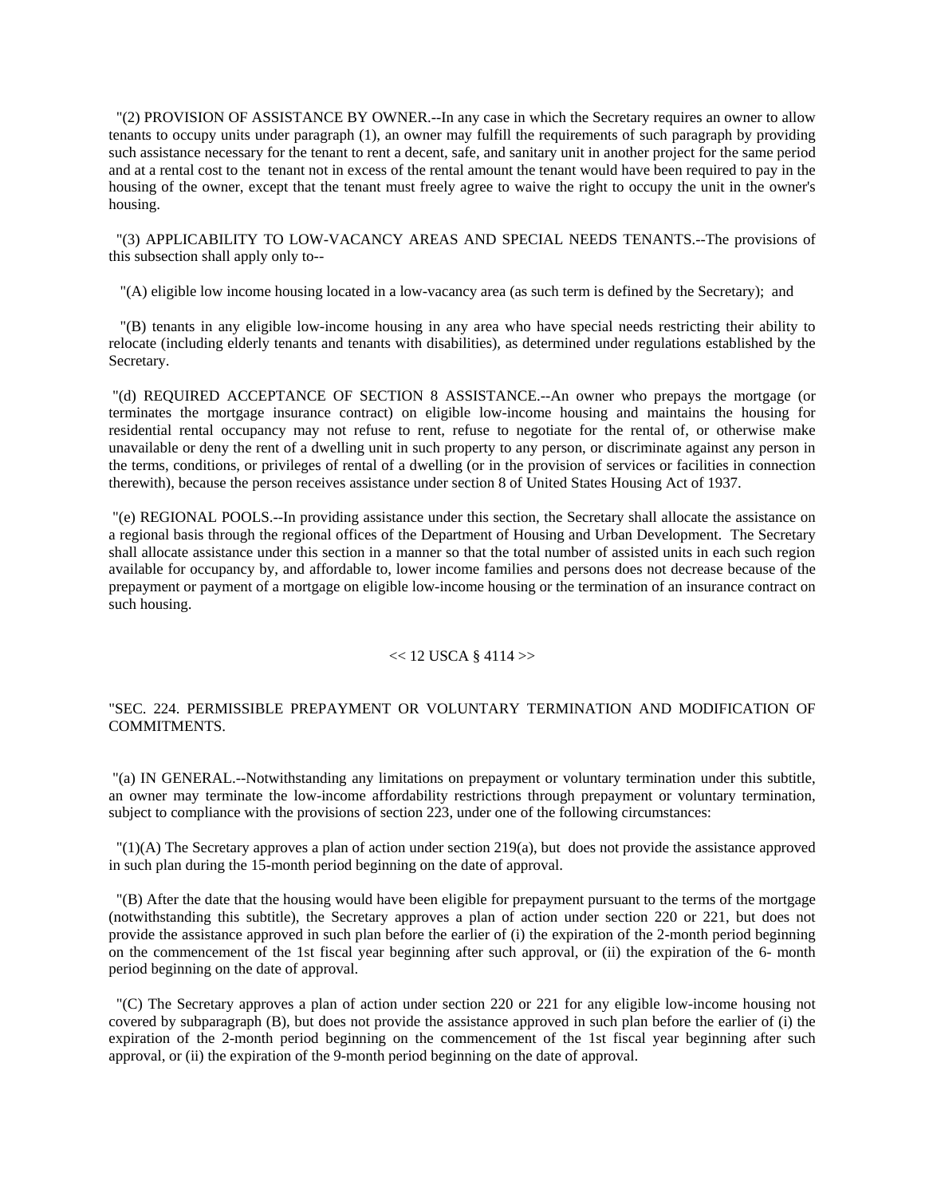"(2) PROVISION OF ASSISTANCE BY OWNER.--In any case in which the Secretary requires an owner to allow tenants to occupy units under paragraph (1), an owner may fulfill the requirements of such paragraph by providing such assistance necessary for the tenant to rent a decent, safe, and sanitary unit in another project for the same period and at a rental cost to the tenant not in excess of the rental amount the tenant would have been required to pay in the housing of the owner, except that the tenant must freely agree to waive the right to occupy the unit in the owner's housing.

"(3) APPLICABILITY TO LOW-VACANCY AREAS AND SPECIAL NEEDS TENANTS.--The provisions of this subsection shall apply only to--

"(A) eligible low income housing located in a low-vacancy area (as such term is defined by the Secretary); and

"(B) tenants in any eligible low-income housing in any area who have special needs restricting their ability to relocate (including elderly tenants and tenants with disabilities), as determined under regulations established by the Secretary.

"(d) REQUIRED ACCEPTANCE OF SECTION 8 ASSISTANCE.--An owner who prepays the mortgage (or terminates the mortgage insurance contract) on eligible low-income housing and maintains the housing for residential rental occupancy may not refuse to rent, refuse to negotiate for the rental of, or otherwise make unavailable or deny the rent of a dwelling unit in such property to any person, or discriminate against any person in the terms, conditions, or privileges of rental of a dwelling (or in the provision of services or facilities in connection therewith), because the person receives assistance under section 8 of United States Housing Act of 1937.

"(e) REGIONAL POOLS.--In providing assistance under this section, the Secretary shall allocate the assistance on a regional basis through the regional offices of the Department of Housing and Urban Development. The Secretary shall allocate assistance under this section in a manner so that the total number of assisted units in each such region available for occupancy by, and affordable to, lower income families and persons does not decrease because of the prepayment or payment of a mortgage on eligible low-income housing or the termination of an insurance contract on such housing.

<< 12 USCA § 4114 >>

"SEC. 224. PERMISSIBLE PREPAYMENT OR VOLUNTARY TERMINATION AND MODIFICATION OF COMMITMENTS.

"(a) IN GENERAL.--Notwithstanding any limitations on prepayment or voluntary termination under this subtitle, an owner may terminate the low-income affordability restrictions through prepayment or voluntary termination, subject to compliance with the provisions of section 223, under one of the following circumstances:

"(1)(A) The Secretary approves a plan of action under section 219(a), but does not provide the assistance approved in such plan during the 15-month period beginning on the date of approval.

"(B) After the date that the housing would have been eligible for prepayment pursuant to the terms of the mortgage (notwithstanding this subtitle), the Secretary approves a plan of action under section 220 or 221, but does not provide the assistance approved in such plan before the earlier of (i) the expiration of the 2-month period beginning on the commencement of the 1st fiscal year beginning after such approval, or (ii) the expiration of the 6- month period beginning on the date of approval.

"(C) The Secretary approves a plan of action under section 220 or 221 for any eligible low-income housing not covered by subparagraph (B), but does not provide the assistance approved in such plan before the earlier of (i) the expiration of the 2-month period beginning on the commencement of the 1st fiscal year beginning after such approval, or (ii) the expiration of the 9-month period beginning on the date of approval.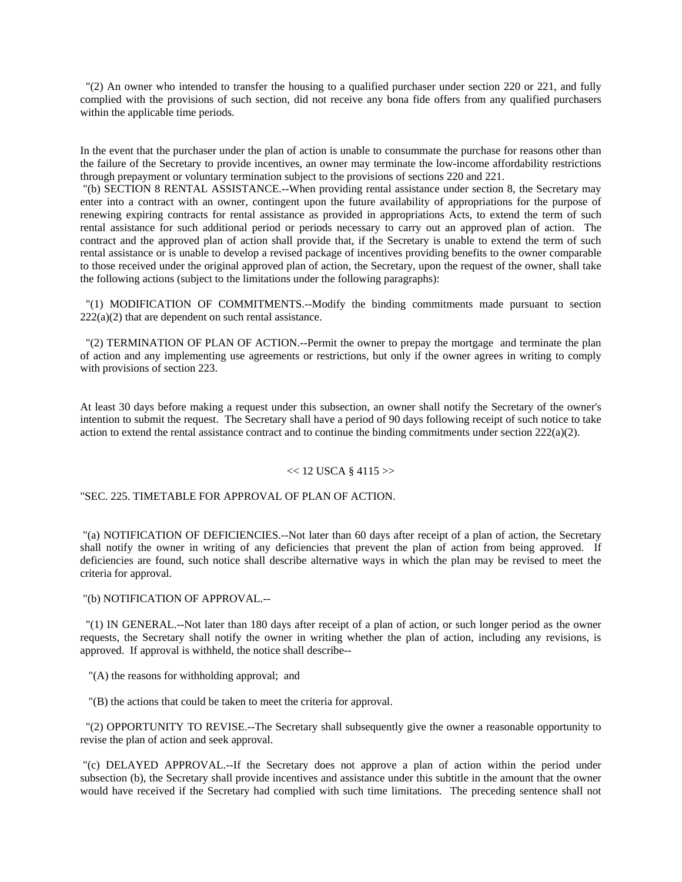"(2) An owner who intended to transfer the housing to a qualified purchaser under section 220 or 221, and fully complied with the provisions of such section, did not receive any bona fide offers from any qualified purchasers within the applicable time periods.

In the event that the purchaser under the plan of action is unable to consummate the purchase for reasons other than the failure of the Secretary to provide incentives, an owner may terminate the low-income affordability restrictions through prepayment or voluntary termination subject to the provisions of sections 220 and 221.

"(b) SECTION 8 RENTAL ASSISTANCE.--When providing rental assistance under section 8, the Secretary may enter into a contract with an owner, contingent upon the future availability of appropriations for the purpose of renewing expiring contracts for rental assistance as provided in appropriations Acts, to extend the term of such rental assistance for such additional period or periods necessary to carry out an approved plan of action. The contract and the approved plan of action shall provide that, if the Secretary is unable to extend the term of such rental assistance or is unable to develop a revised package of incentives providing benefits to the owner comparable to those received under the original approved plan of action, the Secretary, upon the request of the owner, shall take the following actions (subject to the limitations under the following paragraphs):

"(1) MODIFICATION OF COMMITMENTS.--Modify the binding commitments made pursuant to section 222(a)(2) that are dependent on such rental assistance.

"(2) TERMINATION OF PLAN OF ACTION.--Permit the owner to prepay the mortgage and terminate the plan of action and any implementing use agreements or restrictions, but only if the owner agrees in writing to comply with provisions of section 223.

At least 30 days before making a request under this subsection, an owner shall notify the Secretary of the owner's intention to submit the request. The Secretary shall have a period of 90 days following receipt of such notice to take action to extend the rental assistance contract and to continue the binding commitments under section 222(a)(2).

<< 12 USCA § 4115 >>

"SEC. 225. TIMETABLE FOR APPROVAL OF PLAN OF ACTION.

"(a) NOTIFICATION OF DEFICIENCIES.--Not later than 60 days after receipt of a plan of action, the Secretary shall notify the owner in writing of any deficiencies that prevent the plan of action from being approved. If deficiencies are found, such notice shall describe alternative ways in which the plan may be revised to meet the criteria for approval.

"(b) NOTIFICATION OF APPROVAL.--

"(1) IN GENERAL.--Not later than 180 days after receipt of a plan of action, or such longer period as the owner requests, the Secretary shall notify the owner in writing whether the plan of action, including any revisions, is approved. If approval is withheld, the notice shall describe--

"(A) the reasons for withholding approval; and

"(B) the actions that could be taken to meet the criteria for approval.

"(2) OPPORTUNITY TO REVISE.--The Secretary shall subsequently give the owner a reasonable opportunity to revise the plan of action and seek approval.

"(c) DELAYED APPROVAL.--If the Secretary does not approve a plan of action within the period under subsection (b), the Secretary shall provide incentives and assistance under this subtitle in the amount that the owner would have received if the Secretary had complied with such time limitations. The preceding sentence shall not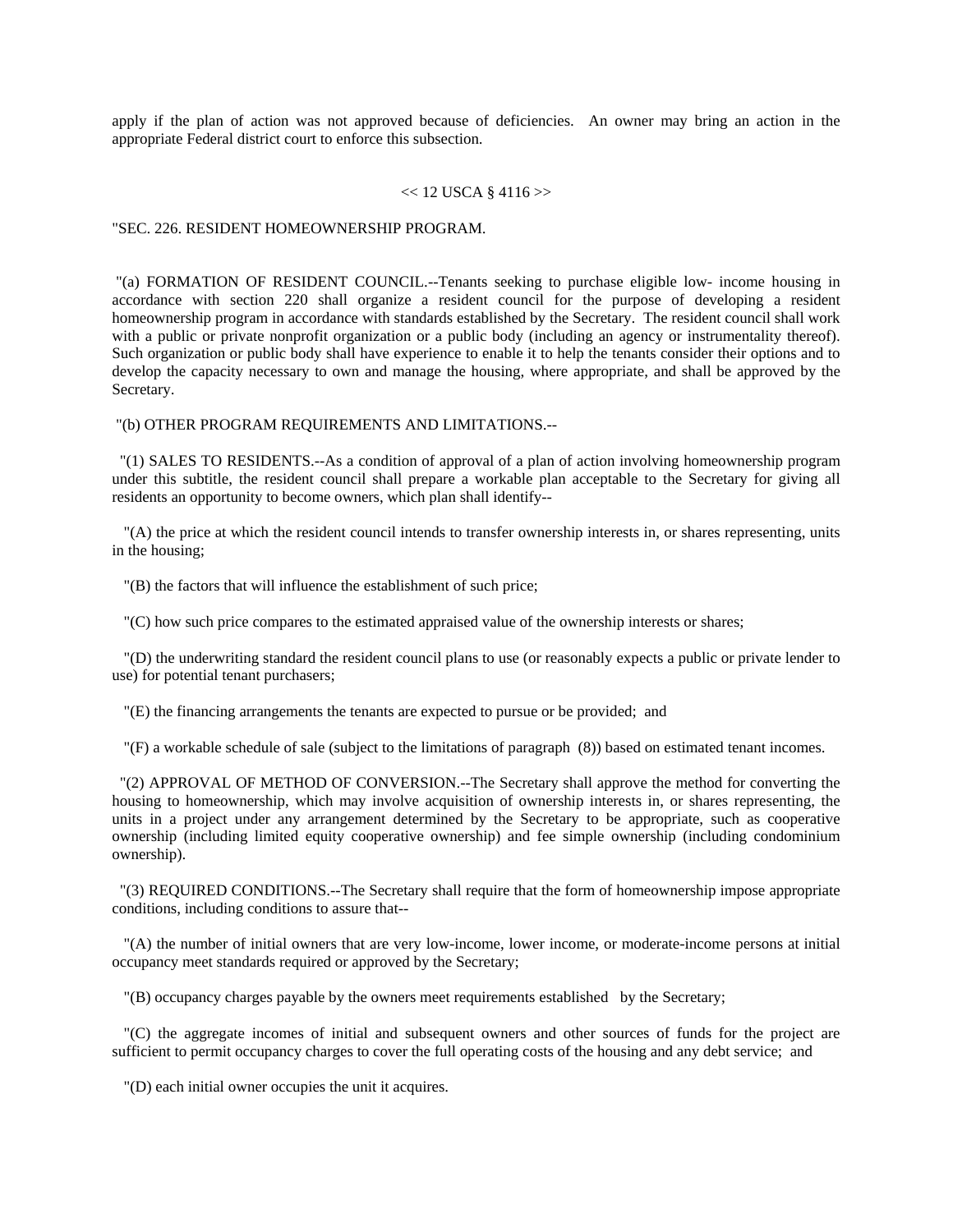apply if the plan of action was not approved because of deficiencies. An owner may bring an action in the appropriate Federal district court to enforce this subsection.

<< 12 USCA § 4116 >>

"SEC. 226. RESIDENT HOMEOWNERSHIP PROGRAM.

"(a) FORMATION OF RESIDENT COUNCIL.--Tenants seeking to purchase eligible low- income housing in accordance with section 220 shall organize a resident council for the purpose of developing a resident homeownership program in accordance with standards established by the Secretary. The resident council shall work with a public or private nonprofit organization or a public body (including an agency or instrumentality thereof). Such organization or public body shall have experience to enable it to help the tenants consider their options and to develop the capacity necessary to own and manage the housing, where appropriate, and shall be approved by the Secretary.

"(b) OTHER PROGRAM REQUIREMENTS AND LIMITATIONS.--

"(1) SALES TO RESIDENTS.--As a condition of approval of a plan of action involving homeownership program under this subtitle, the resident council shall prepare a workable plan acceptable to the Secretary for giving all residents an opportunity to become owners, which plan shall identify--

"(A) the price at which the resident council intends to transfer ownership interests in, or shares representing, units in the housing;

"(B) the factors that will influence the establishment of such price;

"(C) how such price compares to the estimated appraised value of the ownership interests or shares;

"(D) the underwriting standard the resident council plans to use (or reasonably expects a public or private lender to use) for potential tenant purchasers;

"(E) the financing arrangements the tenants are expected to pursue or be provided; and

"(F) a workable schedule of sale (subject to the limitations of paragraph (8)) based on estimated tenant incomes.

"(2) APPROVAL OF METHOD OF CONVERSION.--The Secretary shall approve the method for converting the housing to homeownership, which may involve acquisition of ownership interests in, or shares representing, the units in a project under any arrangement determined by the Secretary to be appropriate, such as cooperative ownership (including limited equity cooperative ownership) and fee simple ownership (including condominium ownership).

"(3) REQUIRED CONDITIONS.--The Secretary shall require that the form of homeownership impose appropriate conditions, including conditions to assure that--

"(A) the number of initial owners that are very low-income, lower income, or moderate-income persons at initial occupancy meet standards required or approved by the Secretary;

"(B) occupancy charges payable by the owners meet requirements established by the Secretary;

"(C) the aggregate incomes of initial and subsequent owners and other sources of funds for the project are sufficient to permit occupancy charges to cover the full operating costs of the housing and any debt service; and

"(D) each initial owner occupies the unit it acquires.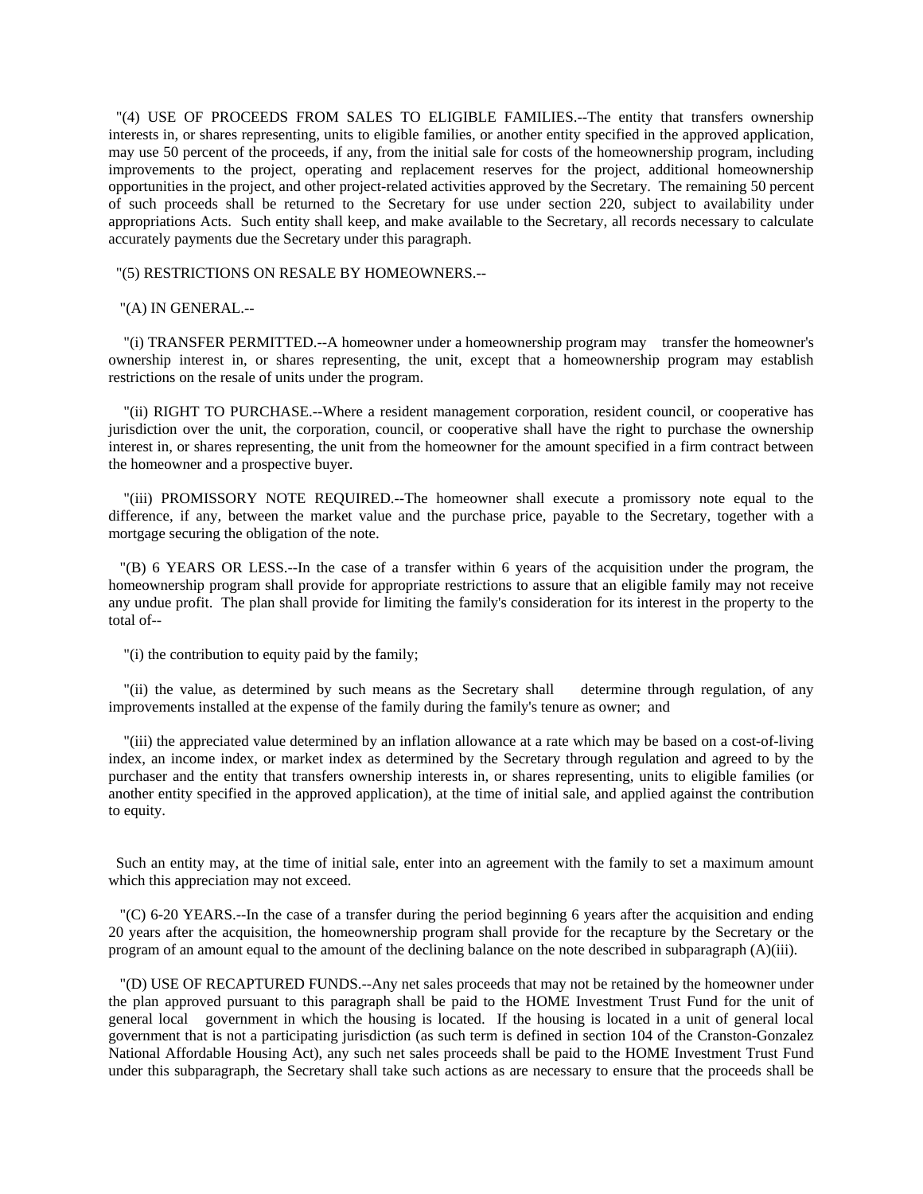"(4) USE OF PROCEEDS FROM SALES TO ELIGIBLE FAMILIES.--The entity that transfers ownership interests in, or shares representing, units to eligible families, or another entity specified in the approved application, may use 50 percent of the proceeds, if any, from the initial sale for costs of the homeownership program, including improvements to the project, operating and replacement reserves for the project, additional homeownership opportunities in the project, and other project-related activities approved by the Secretary. The remaining 50 percent of such proceeds shall be returned to the Secretary for use under section 220, subject to availability under appropriations Acts. Such entity shall keep, and make available to the Secretary, all records necessary to calculate accurately payments due the Secretary under this paragraph.

"(5) RESTRICTIONS ON RESALE BY HOMEOWNERS.--

"(A) IN GENERAL.--

"(i) TRANSFER PERMITTED.--A homeowner under a homeownership program may transfer the homeowner's ownership interest in, or shares representing, the unit, except that a homeownership program may establish restrictions on the resale of units under the program.

"(ii) RIGHT TO PURCHASE.--Where a resident management corporation, resident council, or cooperative has jurisdiction over the unit, the corporation, council, or cooperative shall have the right to purchase the ownership interest in, or shares representing, the unit from the homeowner for the amount specified in a firm contract between the homeowner and a prospective buyer.

"(iii) PROMISSORY NOTE REQUIRED.--The homeowner shall execute a promissory note equal to the difference, if any, between the market value and the purchase price, payable to the Secretary, together with a mortgage securing the obligation of the note.

"(B) 6 YEARS OR LESS.--In the case of a transfer within 6 years of the acquisition under the program, the homeownership program shall provide for appropriate restrictions to assure that an eligible family may not receive any undue profit. The plan shall provide for limiting the family's consideration for its interest in the property to the total of--

"(i) the contribution to equity paid by the family;

"(ii) the value, as determined by such means as the Secretary shall determine through regulation, of any improvements installed at the expense of the family during the family's tenure as owner; and

"(iii) the appreciated value determined by an inflation allowance at a rate which may be based on a cost-of-living index, an income index, or market index as determined by the Secretary through regulation and agreed to by the purchaser and the entity that transfers ownership interests in, or shares representing, units to eligible families (or another entity specified in the approved application), at the time of initial sale, and applied against the contribution to equity.

Such an entity may, at the time of initial sale, enter into an agreement with the family to set a maximum amount which this appreciation may not exceed.

"(C) 6-20 YEARS.--In the case of a transfer during the period beginning 6 years after the acquisition and ending 20 years after the acquisition, the homeownership program shall provide for the recapture by the Secretary or the program of an amount equal to the amount of the declining balance on the note described in subparagraph (A)(iii).

"(D) USE OF RECAPTURED FUNDS.--Any net sales proceeds that may not be retained by the homeowner under the plan approved pursuant to this paragraph shall be paid to the HOME Investment Trust Fund for the unit of general local government in which the housing is located. If the housing is located in a unit of general local government that is not a participating jurisdiction (as such term is defined in section 104 of the Cranston-Gonzalez National Affordable Housing Act), any such net sales proceeds shall be paid to the HOME Investment Trust Fund under this subparagraph, the Secretary shall take such actions as are necessary to ensure that the proceeds shall be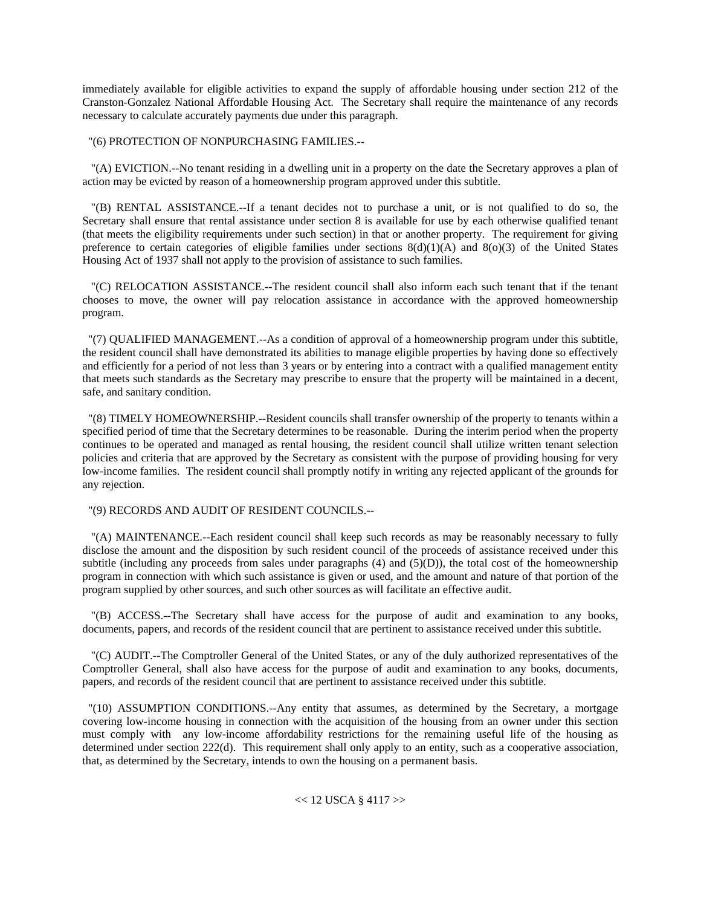immediately available for eligible activities to expand the supply of affordable housing under section 212 of the Cranston-Gonzalez National Affordable Housing Act. The Secretary shall require the maintenance of any records necessary to calculate accurately payments due under this paragraph.

"(6) PROTECTION OF NONPURCHASING FAMILIES.--

"(A) EVICTION.--No tenant residing in a dwelling unit in a property on the date the Secretary approves a plan of action may be evicted by reason of a homeownership program approved under this subtitle.

"(B) RENTAL ASSISTANCE.--If a tenant decides not to purchase a unit, or is not qualified to do so, the Secretary shall ensure that rental assistance under section 8 is available for use by each otherwise qualified tenant (that meets the eligibility requirements under such section) in that or another property. The requirement for giving preference to certain categories of eligible families under sections 8(d)(1)(A) and 8(o)(3) of the United States Housing Act of 1937 shall not apply to the provision of assistance to such families.

"(C) RELOCATION ASSISTANCE.--The resident council shall also inform each such tenant that if the tenant chooses to move, the owner will pay relocation assistance in accordance with the approved homeownership program.

"(7) QUALIFIED MANAGEMENT.--As a condition of approval of a homeownership program under this subtitle, the resident council shall have demonstrated its abilities to manage eligible properties by having done so effectively and efficiently for a period of not less than 3 years or by entering into a contract with a qualified management entity that meets such standards as the Secretary may prescribe to ensure that the property will be maintained in a decent, safe, and sanitary condition.

"(8) TIMELY HOMEOWNERSHIP.--Resident councils shall transfer ownership of the property to tenants within a specified period of time that the Secretary determines to be reasonable. During the interim period when the property continues to be operated and managed as rental housing, the resident council shall utilize written tenant selection policies and criteria that are approved by the Secretary as consistent with the purpose of providing housing for very low-income families. The resident council shall promptly notify in writing any rejected applicant of the grounds for any rejection.

"(9) RECORDS AND AUDIT OF RESIDENT COUNCILS.--

"(A) MAINTENANCE.--Each resident council shall keep such records as may be reasonably necessary to fully disclose the amount and the disposition by such resident council of the proceeds of assistance received under this subtitle (including any proceeds from sales under paragraphs (4) and (5)(D)), the total cost of the homeownership program in connection with which such assistance is given or used, and the amount and nature of that portion of the program supplied by other sources, and such other sources as will facilitate an effective audit.

"(B) ACCESS.--The Secretary shall have access for the purpose of audit and examination to any books, documents, papers, and records of the resident council that are pertinent to assistance received under this subtitle.

"(C) AUDIT.--The Comptroller General of the United States, or any of the duly authorized representatives of the Comptroller General, shall also have access for the purpose of audit and examination to any books, documents, papers, and records of the resident council that are pertinent to assistance received under this subtitle.

"(10) ASSUMPTION CONDITIONS.--Any entity that assumes, as determined by the Secretary, a mortgage covering low-income housing in connection with the acquisition of the housing from an owner under this section must comply with any low-income affordability restrictions for the remaining useful life of the housing as determined under section 222(d). This requirement shall only apply to an entity, such as a cooperative association, that, as determined by the Secretary, intends to own the housing on a permanent basis.

<< 12 USCA § 4117 >>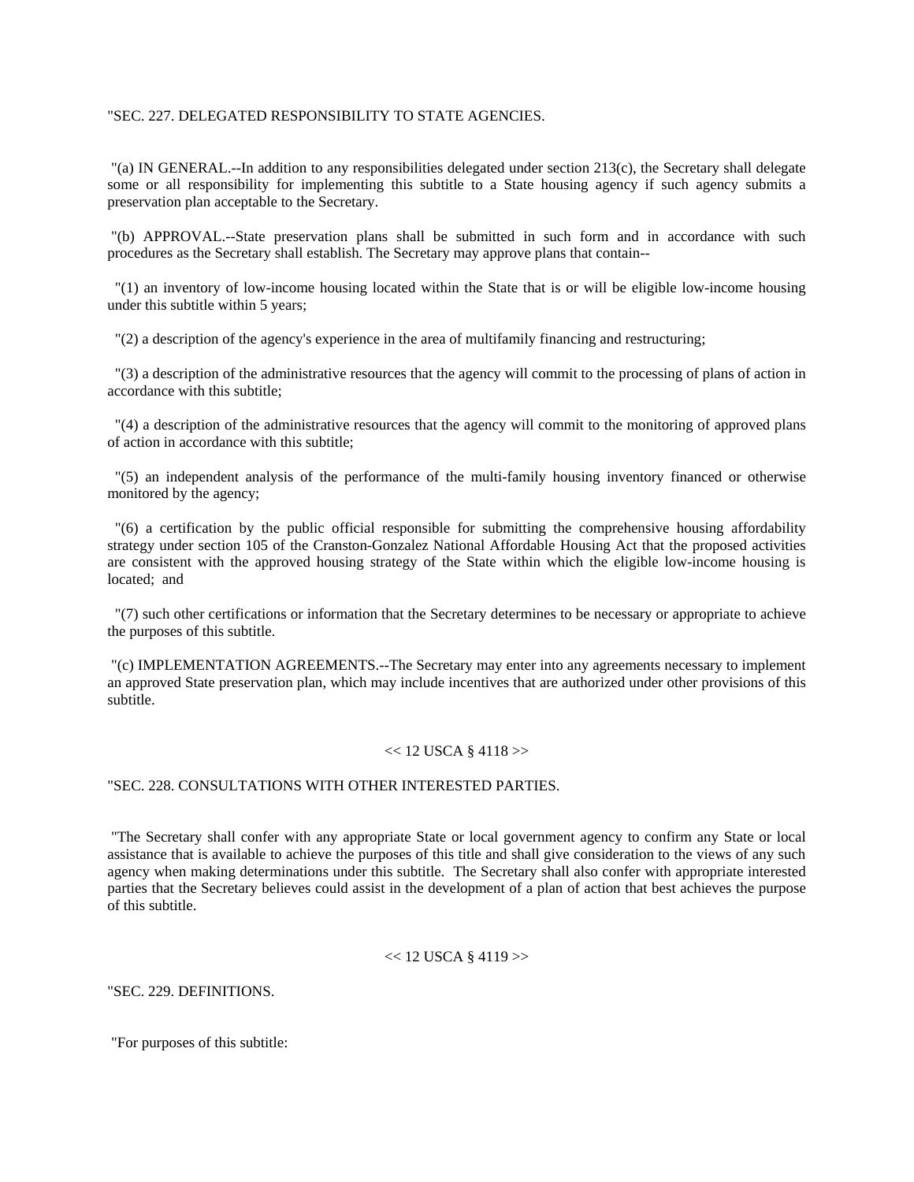"SEC. 227. DELEGATED RESPONSIBILITY TO STATE AGENCIES.

"(a) IN GENERAL.--In addition to any responsibilities delegated under section 213(c), the Secretary shall delegate some or all responsibility for implementing this subtitle to a State housing agency if such agency submits a preservation plan acceptable to the Secretary.

"(b) APPROVAL.--State preservation plans shall be submitted in such form and in accordance with such procedures as the Secretary shall establish. The Secretary may approve plans that contain--

"(1) an inventory of low-income housing located within the State that is or will be eligible low-income housing under this subtitle within 5 years;

"(2) a description of the agency's experience in the area of multifamily financing and restructuring;

"(3) a description of the administrative resources that the agency will commit to the processing of plans of action in accordance with this subtitle;

"(4) a description of the administrative resources that the agency will commit to the monitoring of approved plans of action in accordance with this subtitle;

"(5) an independent analysis of the performance of the multi-family housing inventory financed or otherwise monitored by the agency;

"(6) a certification by the public official responsible for submitting the comprehensive housing affordability strategy under section 105 of the Cranston-Gonzalez National Affordable Housing Act that the proposed activities are consistent with the approved housing strategy of the State within which the eligible low-income housing is located; and

"(7) such other certifications or information that the Secretary determines to be necessary or appropriate to achieve the purposes of this subtitle.

"(c) IMPLEMENTATION AGREEMENTS.--The Secretary may enter into any agreements necessary to implement an approved State preservation plan, which may include incentives that are authorized under other provisions of this subtitle.

<< 12 USCA § 4118 >>

"SEC. 228. CONSULTATIONS WITH OTHER INTERESTED PARTIES.

"The Secretary shall confer with any appropriate State or local government agency to confirm any State or local assistance that is available to achieve the purposes of this title and shall give consideration to the views of any such agency when making determinations under this subtitle. The Secretary shall also confer with appropriate interested parties that the Secretary believes could assist in the development of a plan of action that best achieves the purpose of this subtitle.

<< 12 USCA § 4119 >>

"SEC. 229. DEFINITIONS.

"For purposes of this subtitle: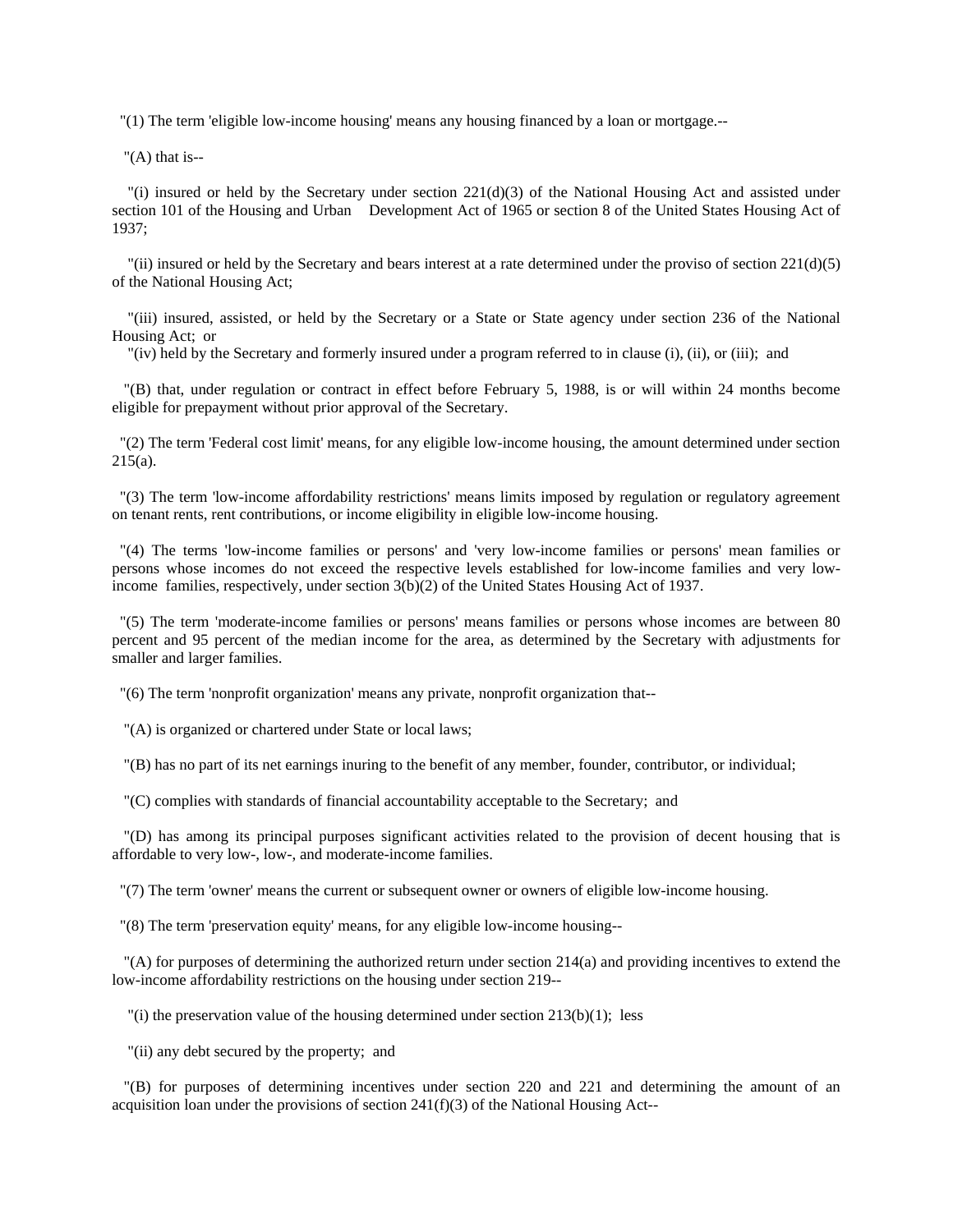"(1) The term 'eligible low-income housing' means any housing financed by a loan or mortgage.--

"(A) that is--

"(i) insured or held by the Secretary under section 221(d)(3) of the National Housing Act and assisted under section 101 of the Housing and Urban Development Act of 1965 or section 8 of the United States Housing Act of 1937;

"(ii) insured or held by the Secretary and bears interest at a rate determined under the proviso of section 221(d)(5) of the National Housing Act;

"(iii) insured, assisted, or held by the Secretary or a State or State agency under section 236 of the National Housing Act; or

"(iv) held by the Secretary and formerly insured under a program referred to in clause (i), (ii), or (iii); and

"(B) that, under regulation or contract in effect before February 5, 1988, is or will within 24 months become eligible for prepayment without prior approval of the Secretary.

"(2) The term 'Federal cost limit' means, for any eligible low-income housing, the amount determined under section 215(a).

"(3) The term 'low-income affordability restrictions' means limits imposed by regulation or regulatory agreement on tenant rents, rent contributions, or income eligibility in eligible low-income housing.

"(4) The terms 'low-income families or persons' and 'very low-income families or persons' mean families or persons whose incomes do not exceed the respective levels established for low-income families and very low-income families, respectively, under section 3(b)(2) of the United States Housing Act of 1937.

"(5) The term 'moderate-income families or persons' means families or persons whose incomes are between 80 percent and 95 percent of the median income for the area, as determined by the Secretary with adjustments for smaller and larger families.

"(6) The term 'nonprofit organization' means any private, nonprofit organization that--

"(A) is organized or chartered under State or local laws;

"(B) has no part of its net earnings inuring to the benefit of any member, founder, contributor, or individual;

"(C) complies with standards of financial accountability acceptable to the Secretary; and

"(D) has among its principal purposes significant activities related to the provision of decent housing that is affordable to very low-, low-, and moderate-income families.

"(7) The term 'owner' means the current or subsequent owner or owners of eligible low-income housing.

"(8) The term 'preservation equity' means, for any eligible low-income housing--

"(A) for purposes of determining the authorized return under section 214(a) and providing incentives to extend the low-income affordability restrictions on the housing under section 219--

"(i) the preservation value of the housing determined under section 213(b)(1); less

"(ii) any debt secured by the property; and

"(B) for purposes of determining incentives under section 220 and 221 and determining the amount of an acquisition loan under the provisions of section 241(f)(3) of the National Housing Act--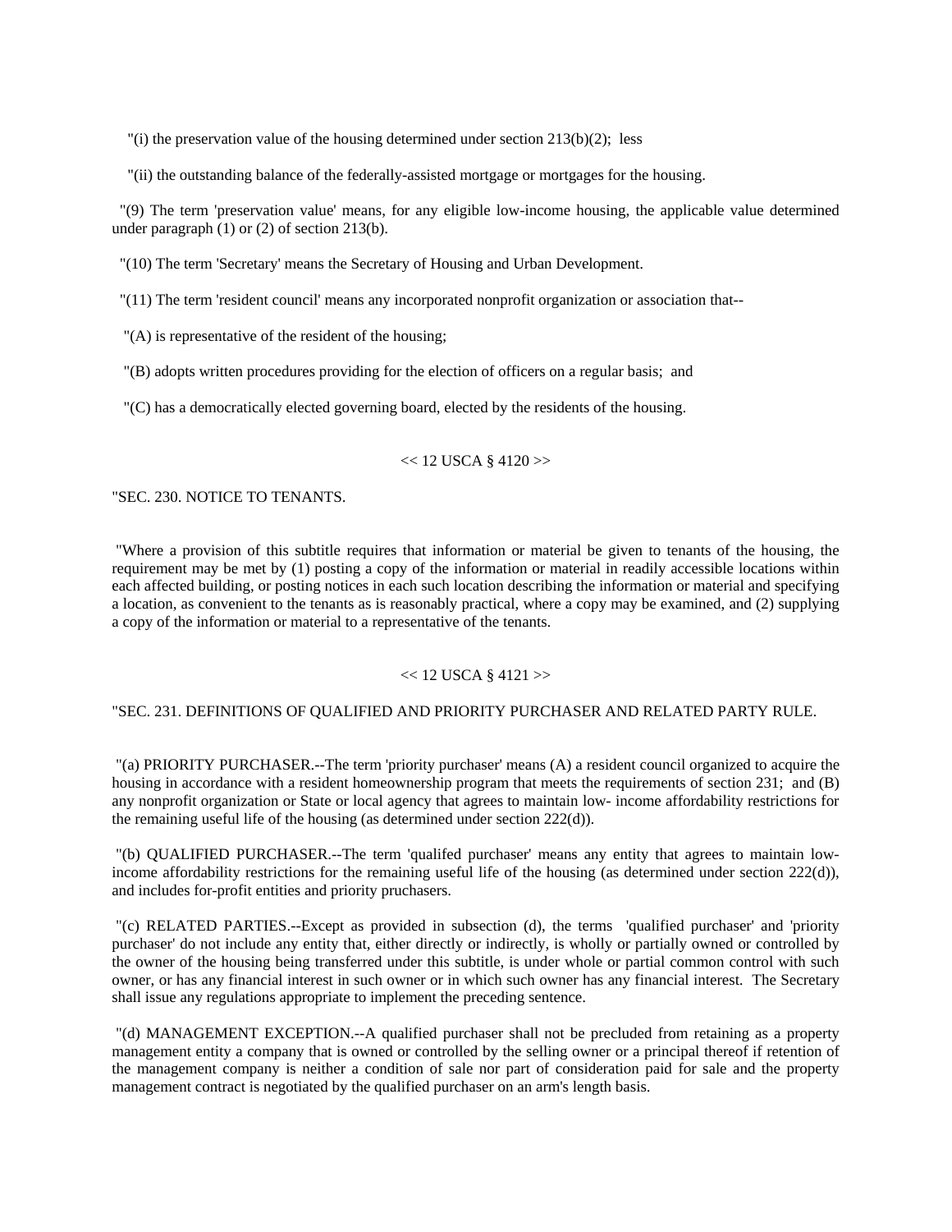"(i) the preservation value of the housing determined under section 213(b)(2); less

"(ii) the outstanding balance of the federally-assisted mortgage or mortgages for the housing.

"(9) The term 'preservation value' means, for any eligible low-income housing, the applicable value determined under paragraph (1) or (2) of section 213(b).

"(10) The term 'Secretary' means the Secretary of Housing and Urban Development.

"(11) The term 'resident council' means any incorporated nonprofit organization or association that--

"(A) is representative of the resident of the housing;

"(B) adopts written procedures providing for the election of officers on a regular basis; and

"(C) has a democratically elected governing board, elected by the residents of the housing.

<< 12 USCA § 4120 >>

"SEC. 230. NOTICE TO TENANTS.

"Where a provision of this subtitle requires that information or material be given to tenants of the housing, the requirement may be met by (1) posting a copy of the information or material in readily accessible locations within each affected building, or posting notices in each such location describing the information or material and specifying a location, as convenient to the tenants as is reasonably practical, where a copy may be examined, and (2) supplying a copy of the information or material to a representative of the tenants.

<< 12 USCA § 4121 >>

"SEC. 231. DEFINITIONS OF QUALIFIED AND PRIORITY PURCHASER AND RELATED PARTY RULE.

"(a) PRIORITY PURCHASER.--The term 'priority purchaser' means (A) a resident council organized to acquire the housing in accordance with a resident homeownership program that meets the requirements of section 231; and (B) any nonprofit organization or State or local agency that agrees to maintain low- income affordability restrictions for the remaining useful life of the housing (as determined under section 222(d)).

"(b) QUALIFIED PURCHASER.--The term 'qualifed purchaser' means any entity that agrees to maintain low-income affordability restrictions for the remaining useful life of the housing (as determined under section 222(d)), and includes for-profit entities and priority pruchasers.

"(c) RELATED PARTIES.--Except as provided in subsection (d), the terms 'qualified purchaser' and 'priority purchaser' do not include any entity that, either directly or indirectly, is wholly or partially owned or controlled by the owner of the housing being transferred under this subtitle, is under whole or partial common control with such owner, or has any financial interest in such owner or in which such owner has any financial interest. The Secretary shall issue any regulations appropriate to implement the preceding sentence.

"(d) MANAGEMENT EXCEPTION.--A qualified purchaser shall not be precluded from retaining as a property management entity a company that is owned or controlled by the selling owner or a principal thereof if retention of the management company is neither a condition of sale nor part of consideration paid for sale and the property management contract is negotiated by the qualified purchaser on an arm's length basis.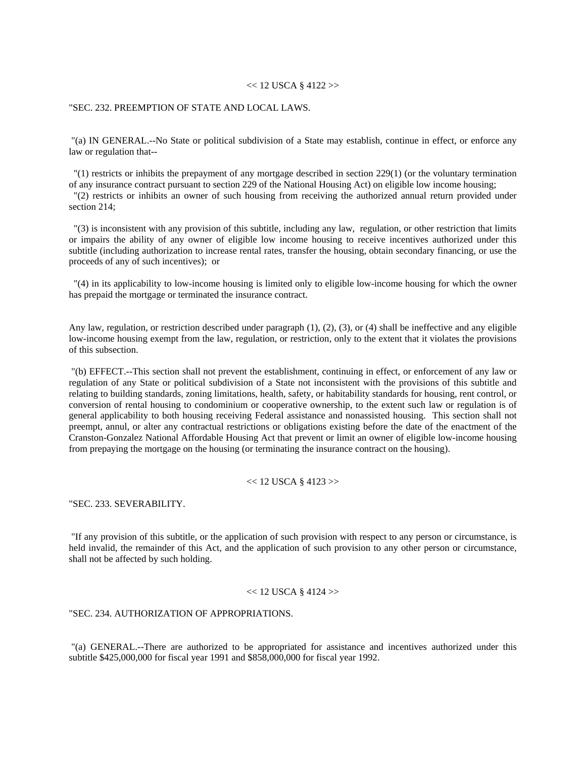<< 12 USCA § 4122 >>

"SEC. 232. PREEMPTION OF STATE AND LOCAL LAWS.

"(a) IN GENERAL.--No State or political subdivision of a State may establish, continue in effect, or enforce any law or regulation that--

"(1) restricts or inhibits the prepayment of any mortgage described in section 229(1) (or the voluntary termination of any insurance contract pursuant to section 229 of the National Housing Act) on eligible low income housing;

"(2) restricts or inhibits an owner of such housing from receiving the authorized annual return provided under section 214;

"(3) is inconsistent with any provision of this subtitle, including any law, regulation, or other restriction that limits or impairs the ability of any owner of eligible low income housing to receive incentives authorized under this subtitle (including authorization to increase rental rates, transfer the housing, obtain secondary financing, or use the proceeds of any of such incentives); or

"(4) in its applicability to low-income housing is limited only to eligible low-income housing for which the owner has prepaid the mortgage or terminated the insurance contract.

Any law, regulation, or restriction described under paragraph (1), (2), (3), or (4) shall be ineffective and any eligible low-income housing exempt from the law, regulation, or restriction, only to the extent that it violates the provisions of this subsection.

"(b) EFFECT.--This section shall not prevent the establishment, continuing in effect, or enforcement of any law or regulation of any State or political subdivision of a State not inconsistent with the provisions of this subtitle and relating to building standards, zoning limitations, health, safety, or habitability standards for housing, rent control, or conversion of rental housing to condominium or cooperative ownership, to the extent such law or regulation is of general applicability to both housing receiving Federal assistance and nonassisted housing. This section shall not preempt, annul, or alter any contractual restrictions or obligations existing before the date of the enactment of the Cranston-Gonzalez National Affordable Housing Act that prevent or limit an owner of eligible low-income housing from prepaying the mortgage on the housing (or terminating the insurance contract on the housing).

<< 12 USCA § 4123 >>

"SEC. 233. SEVERABILITY.

"If any provision of this subtitle, or the application of such provision with respect to any person or circumstance, is held invalid, the remainder of this Act, and the application of such provision to any other person or circumstance, shall not be affected by such holding.

<< 12 USCA § 4124 >>

"SEC. 234. AUTHORIZATION OF APPROPRIATIONS.

"(a) GENERAL.--There are authorized to be appropriated for assistance and incentives authorized under this subtitle $425,000,000 for fiscal year 1991 and $858,000,000 for fiscal year 1992.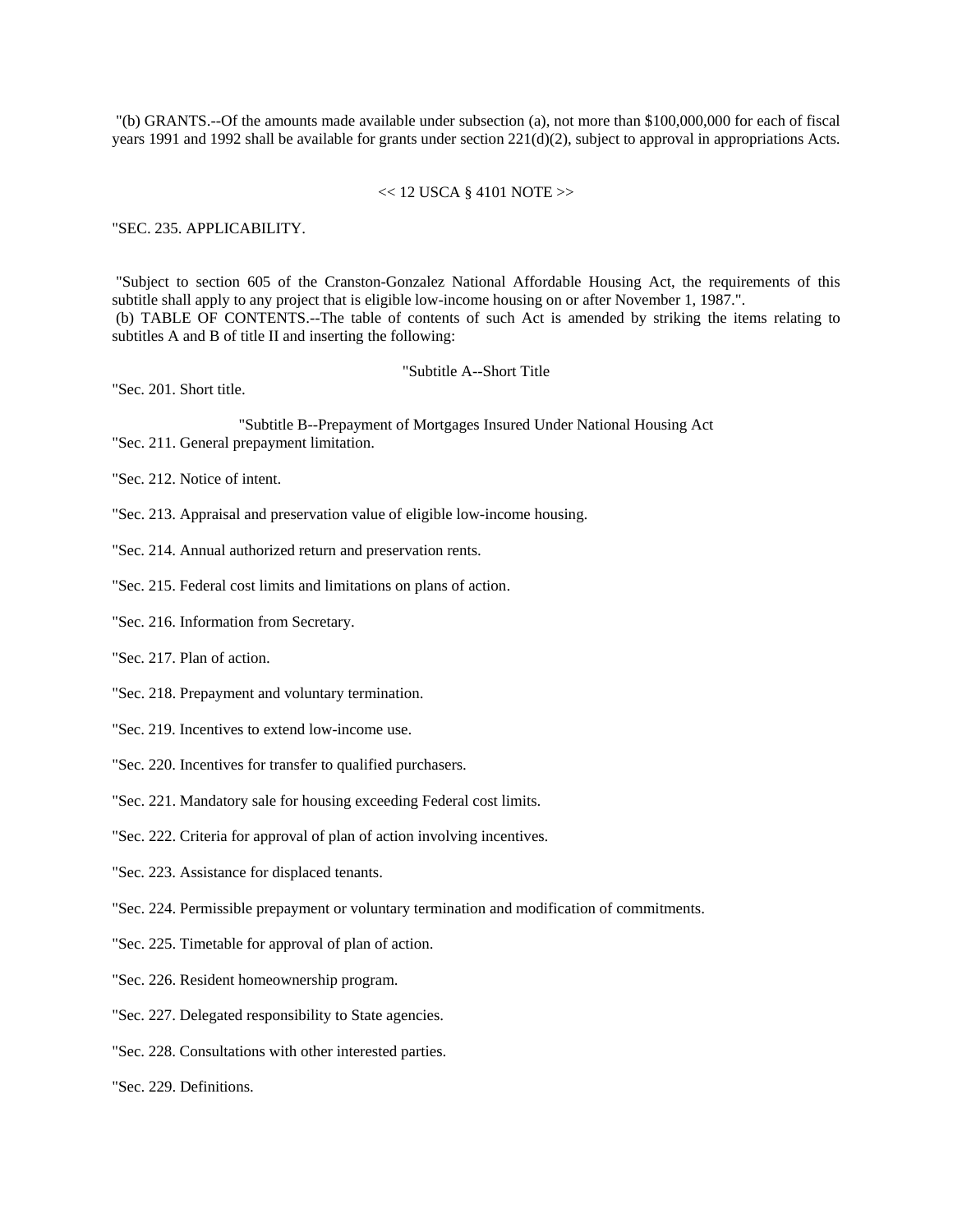"(b) GRANTS.--Of the amounts made available under subsection (a), not more than $100,000,000 for each of fiscal years 1991 and 1992 shall be available for grants under section 221(d)(2), subject to approval in appropriations Acts.

<< 12 USCA § 4101 NOTE >>

"SEC. 235. APPLICABILITY.

"Subject to section 605 of the Cranston-Gonzalez National Affordable Housing Act, the requirements of this subtitle shall apply to any project that is eligible low-income housing on or after November 1, 1987.".

(b) TABLE OF CONTENTS.--The table of contents of such Act is amended by striking the items relating to subtitles A and B of title II and inserting the following:

"Subtitle A--Short Title

"Sec. 201. Short title.

"Subtitle B--Prepayment of Mortgages Insured Under National Housing Act

"Sec. 211. General prepayment limitation.

"Sec. 212. Notice of intent.

"Sec. 213. Appraisal and preservation value of eligible low-income housing.

"Sec. 214. Annual authorized return and preservation rents.

"Sec. 215. Federal cost limits and limitations on plans of action.

"Sec. 216. Information from Secretary.

"Sec. 217. Plan of action.

"Sec. 218. Prepayment and voluntary termination.

"Sec. 219. Incentives to extend low-income use.

"Sec. 220. Incentives for transfer to qualified purchasers.

"Sec. 221. Mandatory sale for housing exceeding Federal cost limits.

"Sec. 222. Criteria for approval of plan of action involving incentives.

"Sec. 223. Assistance for displaced tenants.

"Sec. 224. Permissible prepayment or voluntary termination and modification of commitments.

"Sec. 225. Timetable for approval of plan of action.

"Sec. 226. Resident homeownership program.

"Sec. 227. Delegated responsibility to State agencies.

"Sec. 228. Consultations with other interested parties.

"Sec. 229. Definitions.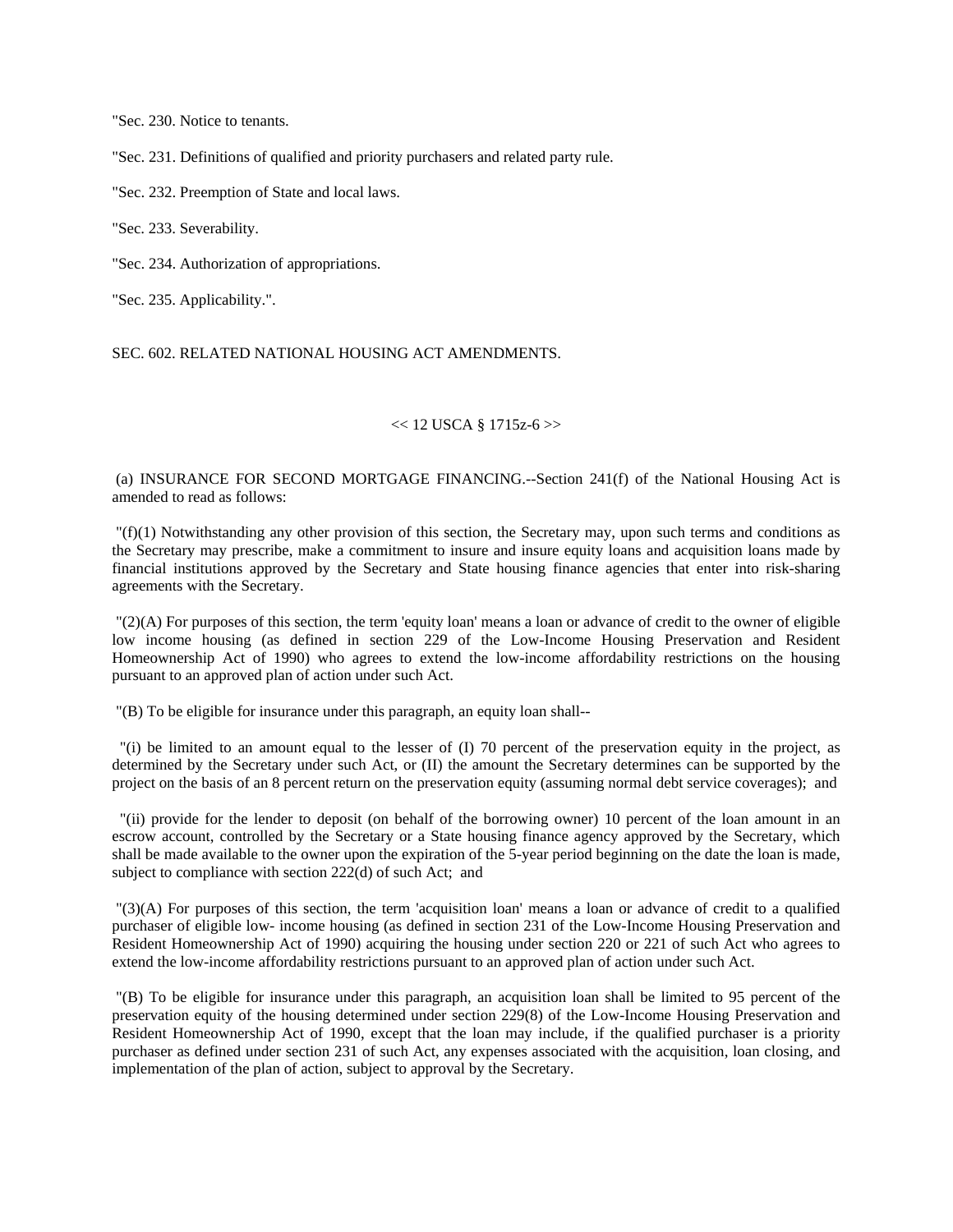"Sec. 230. Notice to tenants.

"Sec. 231. Definitions of qualified and priority purchasers and related party rule.

"Sec. 232. Preemption of State and local laws.

"Sec. 233. Severability.

"Sec. 234. Authorization of appropriations.

"Sec. 235. Applicability.".

SEC. 602. RELATED NATIONAL HOUSING ACT AMENDMENTS.

<< 12 USCA § 1715z-6 >>

(a) INSURANCE FOR SECOND MORTGAGE FINANCING.--Section 241(f) of the National Housing Act is amended to read as follows:

"(f)(1) Notwithstanding any other provision of this section, the Secretary may, upon such terms and conditions as the Secretary may prescribe, make a commitment to insure and insure equity loans and acquisition loans made by financial institutions approved by the Secretary and State housing finance agencies that enter into risk-sharing agreements with the Secretary.

"(2)(A) For purposes of this section, the term 'equity loan' means a loan or advance of credit to the owner of eligible low income housing (as defined in section 229 of the Low-Income Housing Preservation and Resident Homeownership Act of 1990) who agrees to extend the low-income affordability restrictions on the housing pursuant to an approved plan of action under such Act.

"(B) To be eligible for insurance under this paragraph, an equity loan shall--

"(i) be limited to an amount equal to the lesser of (I) 70 percent of the preservation equity in the project, as determined by the Secretary under such Act, or (II) the amount the Secretary determines can be supported by the project on the basis of an 8 percent return on the preservation equity (assuming normal debt service coverages); and

"(ii) provide for the lender to deposit (on behalf of the borrowing owner) 10 percent of the loan amount in an escrow account, controlled by the Secretary or a State housing finance agency approved by the Secretary, which shall be made available to the owner upon the expiration of the 5-year period beginning on the date the loan is made, subject to compliance with section 222(d) of such Act; and

"(3)(A) For purposes of this section, the term 'acquisition loan' means a loan or advance of credit to a qualified purchaser of eligible low- income housing (as defined in section 231 of the Low-Income Housing Preservation and Resident Homeownership Act of 1990) acquiring the housing under section 220 or 221 of such Act who agrees to extend the low-income affordability restrictions pursuant to an approved plan of action under such Act.

"(B) To be eligible for insurance under this paragraph, an acquisition loan shall be limited to 95 percent of the preservation equity of the housing determined under section 229(8) of the Low-Income Housing Preservation and Resident Homeownership Act of 1990, except that the loan may include, if the qualified purchaser is a priority purchaser as defined under section 231 of such Act, any expenses associated with the acquisition, loan closing, and implementation of the plan of action, subject to approval by the Secretary.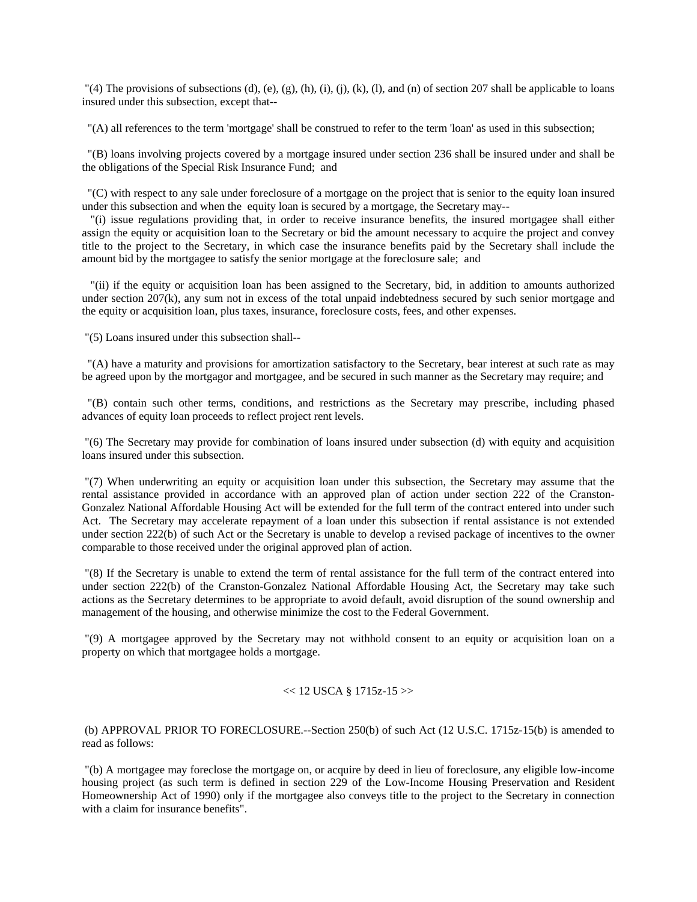"(4) The provisions of subsections (d), (e), (g), (h), (i), (j), (k), (l), and (n) of section 207 shall be applicable to loans insured under this subsection, except that--

"(A) all references to the term 'mortgage' shall be construed to refer to the term 'loan' as used in this subsection;

"(B) loans involving projects covered by a mortgage insured under section 236 shall be insured under and shall be the obligations of the Special Risk Insurance Fund; and

"(C) with respect to any sale under foreclosure of a mortgage on the project that is senior to the equity loan insured under this subsection and when the equity loan is secured by a mortgage, the Secretary may--

"(i) issue regulations providing that, in order to receive insurance benefits, the insured mortgagee shall either assign the equity or acquisition loan to the Secretary or bid the amount necessary to acquire the project and convey title to the project to the Secretary, in which case the insurance benefits paid by the Secretary shall include the amount bid by the mortgagee to satisfy the senior mortgage at the foreclosure sale; and

"(ii) if the equity or acquisition loan has been assigned to the Secretary, bid, in addition to amounts authorized under section 207(k), any sum not in excess of the total unpaid indebtedness secured by such senior mortgage and the equity or acquisition loan, plus taxes, insurance, foreclosure costs, fees, and other expenses.

"(5) Loans insured under this subsection shall--

"(A) have a maturity and provisions for amortization satisfactory to the Secretary, bear interest at such rate as may be agreed upon by the mortgagor and mortgagee, and be secured in such manner as the Secretary may require; and

"(B) contain such other terms, conditions, and restrictions as the Secretary may prescribe, including phased advances of equity loan proceeds to reflect project rent levels.

"(6) The Secretary may provide for combination of loans insured under subsection (d) with equity and acquisition loans insured under this subsection.

"(7) When underwriting an equity or acquisition loan under this subsection, the Secretary may assume that the rental assistance provided in accordance with an approved plan of action under section 222 of the Cranston-Gonzalez National Affordable Housing Act will be extended for the full term of the contract entered into under such Act. The Secretary may accelerate repayment of a loan under this subsection if rental assistance is not extended under section 222(b) of such Act or the Secretary is unable to develop a revised package of incentives to the owner comparable to those received under the original approved plan of action.

"(8) If the Secretary is unable to extend the term of rental assistance for the full term of the contract entered into under section 222(b) of the Cranston-Gonzalez National Affordable Housing Act, the Secretary may take such actions as the Secretary determines to be appropriate to avoid default, avoid disruption of the sound ownership and management of the housing, and otherwise minimize the cost to the Federal Government.

"(9) A mortgagee approved by the Secretary may not withhold consent to an equity or acquisition loan on a property on which that mortgagee holds a mortgage.

<< 12 USCA § 1715z-15 >>

(b) APPROVAL PRIOR TO FORECLOSURE.--Section 250(b) of such Act (12 U.S.C. 1715z-15(b) is amended to read as follows:

"(b) A mortgagee may foreclose the mortgage on, or acquire by deed in lieu of foreclosure, any eligible low-income housing project (as such term is defined in section 229 of the Low-Income Housing Preservation and Resident Homeownership Act of 1990) only if the mortgagee also conveys title to the project to the Secretary in connection with a claim for insurance benefits".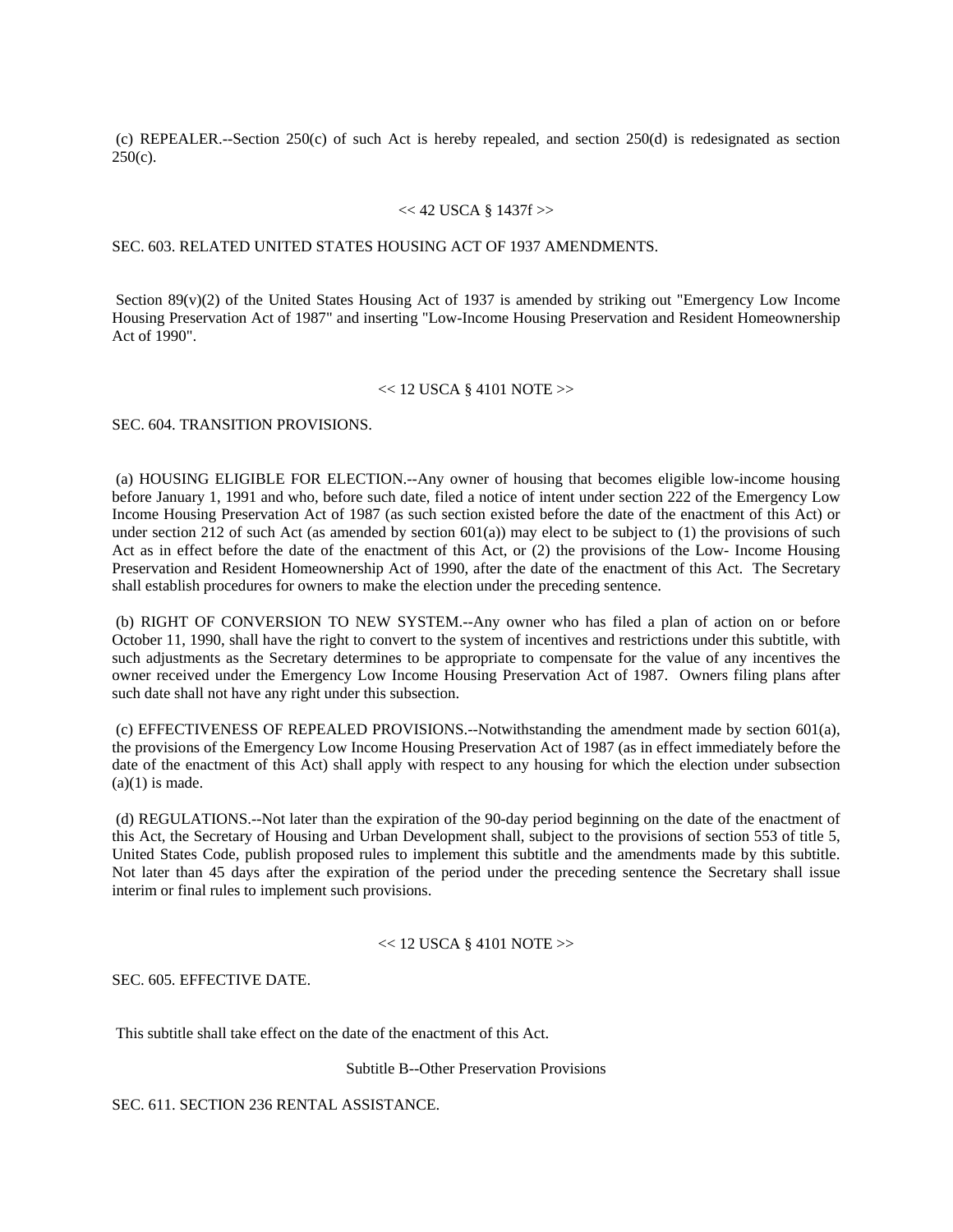(c) REPEALER.--Section 250(c) of such Act is hereby repealed, and section 250(d) is redesignated as section 250(c).

<< 42 USCA § 1437f >>

SEC. 603. RELATED UNITED STATES HOUSING ACT OF 1937 AMENDMENTS.

Section 89(v)(2) of the United States Housing Act of 1937 is amended by striking out "Emergency Low Income Housing Preservation Act of 1987" and inserting "Low-Income Housing Preservation and Resident Homeownership Act of 1990".

<< 12 USCA § 4101 NOTE >>

SEC. 604. TRANSITION PROVISIONS.

(a) HOUSING ELIGIBLE FOR ELECTION.--Any owner of housing that becomes eligible low-income housing before January 1, 1991 and who, before such date, filed a notice of intent under section 222 of the Emergency Low Income Housing Preservation Act of 1987 (as such section existed before the date of the enactment of this Act) or under section 212 of such Act (as amended by section 601(a)) may elect to be subject to (1) the provisions of such Act as in effect before the date of the enactment of this Act, or (2) the provisions of the Low- Income Housing Preservation and Resident Homeownership Act of 1990, after the date of the enactment of this Act. The Secretary shall establish procedures for owners to make the election under the preceding sentence.

(b) RIGHT OF CONVERSION TO NEW SYSTEM.--Any owner who has filed a plan of action on or before October 11, 1990, shall have the right to convert to the system of incentives and restrictions under this subtitle, with such adjustments as the Secretary determines to be appropriate to compensate for the value of any incentives the owner received under the Emergency Low Income Housing Preservation Act of 1987. Owners filing plans after such date shall not have any right under this subsection.

(c) EFFECTIVENESS OF REPEALED PROVISIONS.--Notwithstanding the amendment made by section 601(a), the provisions of the Emergency Low Income Housing Preservation Act of 1987 (as in effect immediately before the date of the enactment of this Act) shall apply with respect to any housing for which the election under subsection (a)(1) is made.

(d) REGULATIONS.--Not later than the expiration of the 90-day period beginning on the date of the enactment of this Act, the Secretary of Housing and Urban Development shall, subject to the provisions of section 553 of title 5, United States Code, publish proposed rules to implement this subtitle and the amendments made by this subtitle. Not later than 45 days after the expiration of the period under the preceding sentence the Secretary shall issue interim or final rules to implement such provisions.

<< 12 USCA § 4101 NOTE >>

SEC. 605. EFFECTIVE DATE.

This subtitle shall take effect on the date of the enactment of this Act.

Subtitle B--Other Preservation Provisions

SEC. 611. SECTION 236 RENTAL ASSISTANCE.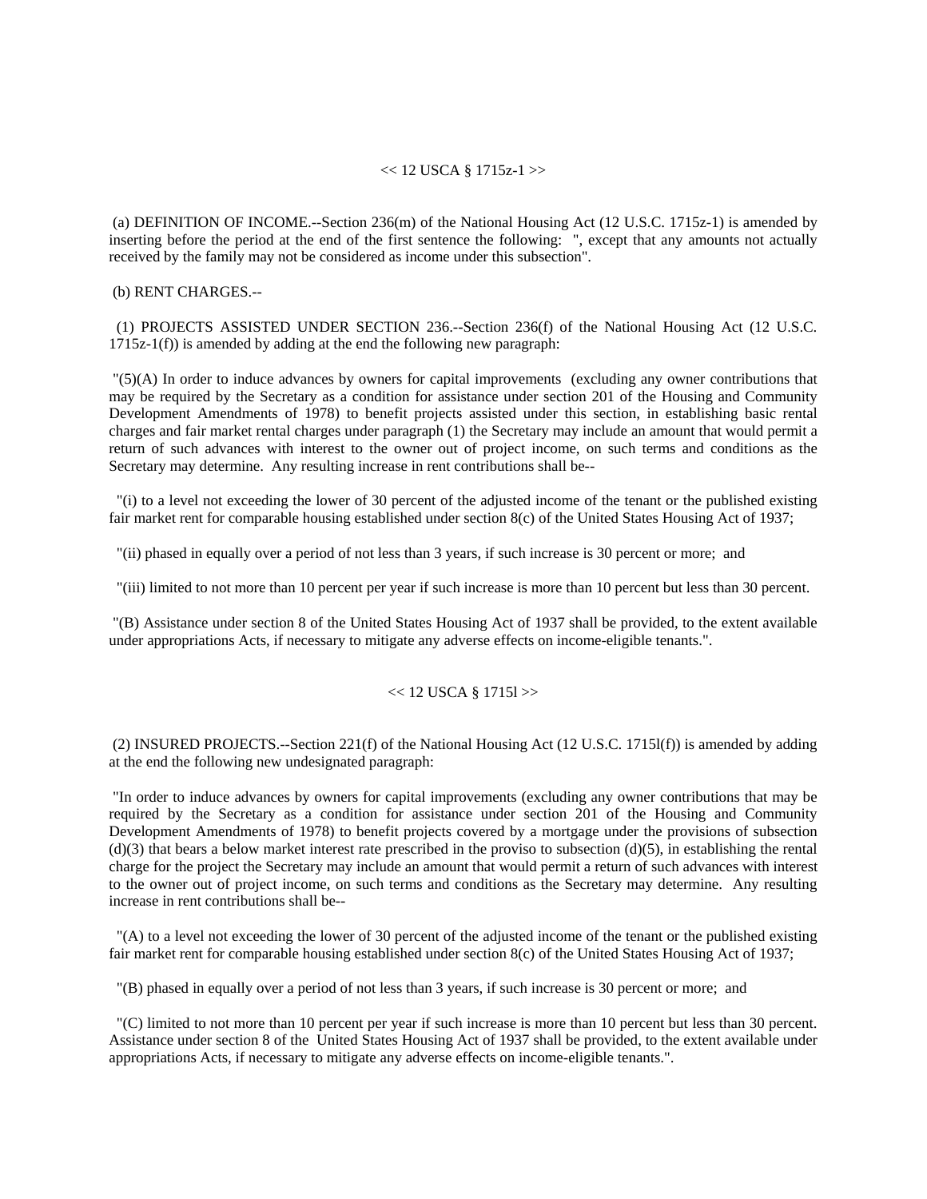<< 12 USCA § 1715z-1 >>

(a) DEFINITION OF INCOME.--Section 236(m) of the National Housing Act (12 U.S.C. 1715z-1) is amended by inserting before the period at the end of the first sentence the following: ", except that any amounts not actually received by the family may not be considered as income under this subsection".

(b) RENT CHARGES.--

(1) PROJECTS ASSISTED UNDER SECTION 236.--Section 236(f) of the National Housing Act (12 U.S.C. 1715z-1(f)) is amended by adding at the end the following new paragraph:

"(5)(A) In order to induce advances by owners for capital improvements (excluding any owner contributions that may be required by the Secretary as a condition for assistance under section 201 of the Housing and Community Development Amendments of 1978) to benefit projects assisted under this section, in establishing basic rental charges and fair market rental charges under paragraph (1) the Secretary may include an amount that would permit a return of such advances with interest to the owner out of project income, on such terms and conditions as the Secretary may determine. Any resulting increase in rent contributions shall be--

"(i) to a level not exceeding the lower of 30 percent of the adjusted income of the tenant or the published existing fair market rent for comparable housing established under section 8(c) of the United States Housing Act of 1937;

"(ii) phased in equally over a period of not less than 3 years, if such increase is 30 percent or more; and

"(iii) limited to not more than 10 percent per year if such increase is more than 10 percent but less than 30 percent.

"(B) Assistance under section 8 of the United States Housing Act of 1937 shall be provided, to the extent available under appropriations Acts, if necessary to mitigate any adverse effects on income-eligible tenants.".

<< 12 USCA § 1715l >>

(2) INSURED PROJECTS.--Section 221(f) of the National Housing Act (12 U.S.C. 1715l(f)) is amended by adding at the end the following new undesignated paragraph:

"In order to induce advances by owners for capital improvements (excluding any owner contributions that may be required by the Secretary as a condition for assistance under section 201 of the Housing and Community Development Amendments of 1978) to benefit projects covered by a mortgage under the provisions of subsection (d)(3) that bears a below market interest rate prescribed in the proviso to subsection (d)(5), in establishing the rental charge for the project the Secretary may include an amount that would permit a return of such advances with interest to the owner out of project income, on such terms and conditions as the Secretary may determine. Any resulting increase in rent contributions shall be--

"(A) to a level not exceeding the lower of 30 percent of the adjusted income of the tenant or the published existing fair market rent for comparable housing established under section 8(c) of the United States Housing Act of 1937;

"(B) phased in equally over a period of not less than 3 years, if such increase is 30 percent or more; and

"(C) limited to not more than 10 percent per year if such increase is more than 10 percent but less than 30 percent. Assistance under section 8 of the United States Housing Act of 1937 shall be provided, to the extent available under appropriations Acts, if necessary to mitigate any adverse effects on income-eligible tenants.".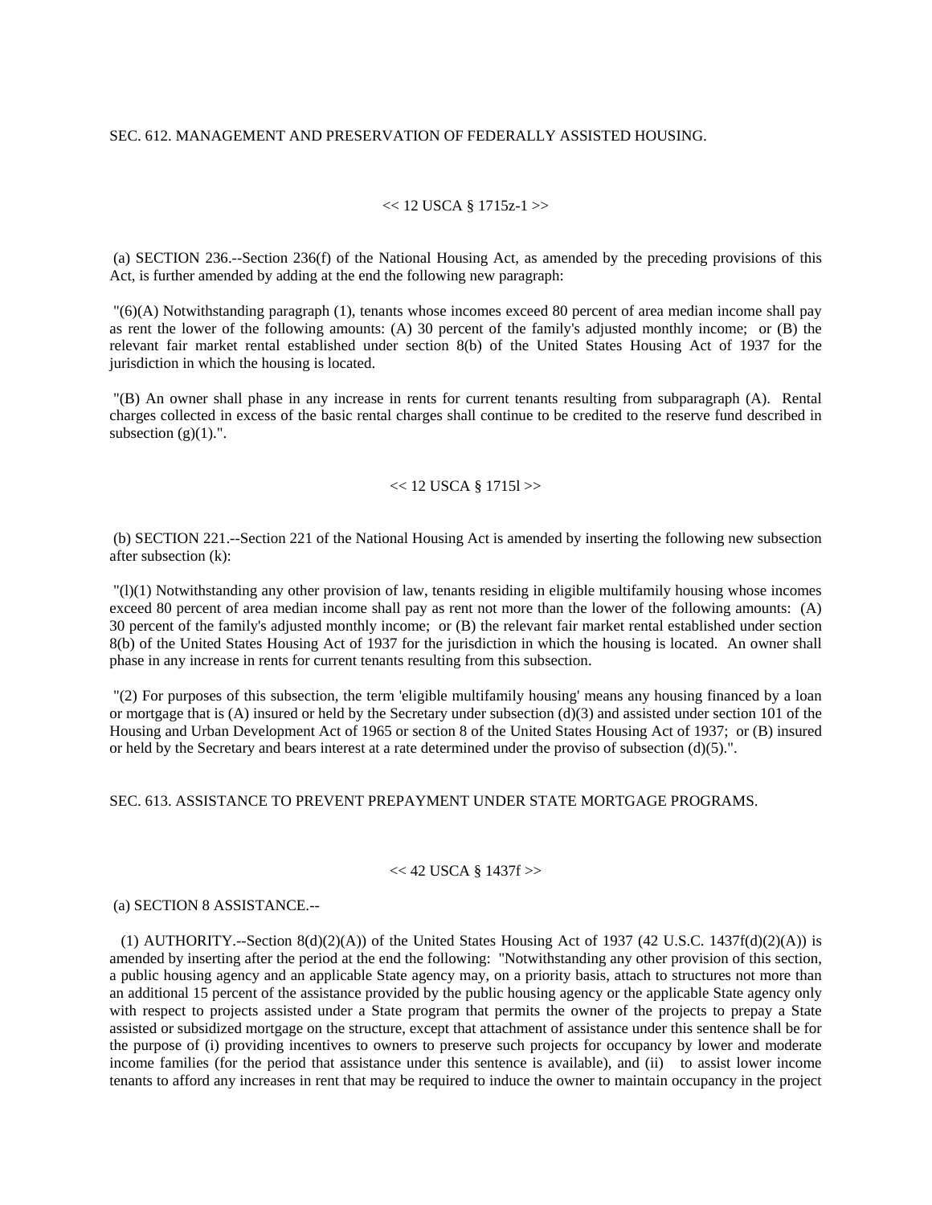SEC. 612. MANAGEMENT AND PRESERVATION OF FEDERALLY ASSISTED HOUSING.

<< 12 USCA § 1715z-1 >>

(a) SECTION 236.--Section 236(f) of the National Housing Act, as amended by the preceding provisions of this Act, is further amended by adding at the end the following new paragraph:

"(6)(A) Notwithstanding paragraph (1), tenants whose incomes exceed 80 percent of area median income shall pay as rent the lower of the following amounts: (A) 30 percent of the family's adjusted monthly income; or (B) the relevant fair market rental established under section 8(b) of the United States Housing Act of 1937 for the jurisdiction in which the housing is located.

"(B) An owner shall phase in any increase in rents for current tenants resulting from subparagraph (A). Rental charges collected in excess of the basic rental charges shall continue to be credited to the reserve fund described in subsection (g)(1).".

<< 12 USCA § 1715l >>

(b) SECTION 221.--Section 221 of the National Housing Act is amended by inserting the following new subsection after subsection (k):

"(l)(1) Notwithstanding any other provision of law, tenants residing in eligible multifamily housing whose incomes exceed 80 percent of area median income shall pay as rent not more than the lower of the following amounts: (A) 30 percent of the family's adjusted monthly income; or (B) the relevant fair market rental established under section 8(b) of the United States Housing Act of 1937 for the jurisdiction in which the housing is located. An owner shall phase in any increase in rents for current tenants resulting from this subsection.

"(2) For purposes of this subsection, the term 'eligible multifamily housing' means any housing financed by a loan or mortgage that is (A) insured or held by the Secretary under subsection (d)(3) and assisted under section 101 of the Housing and Urban Development Act of 1965 or section 8 of the United States Housing Act of 1937; or (B) insured or held by the Secretary and bears interest at a rate determined under the proviso of subsection (d)(5).".

SEC. 613. ASSISTANCE TO PREVENT PREPAYMENT UNDER STATE MORTGAGE PROGRAMS.

<< 42 USCA § 1437f >>

(a) SECTION 8 ASSISTANCE.--

(1) AUTHORITY.--Section 8(d)(2)(A)) of the United States Housing Act of 1937 (42 U.S.C. 1437f(d)(2)(A)) is amended by inserting after the period at the end the following: "Notwithstanding any other provision of this section, a public housing agency and an applicable State agency may, on a priority basis, attach to structures not more than an additional 15 percent of the assistance provided by the public housing agency or the applicable State agency only with respect to projects assisted under a State program that permits the owner of the projects to prepay a State assisted or subsidized mortgage on the structure, except that attachment of assistance under this sentence shall be for the purpose of (i) providing incentives to owners to preserve such projects for occupancy by lower and moderate income families (for the period that assistance under this sentence is available), and (ii) to assist lower income tenants to afford any increases in rent that may be required to induce the owner to maintain occupancy in the project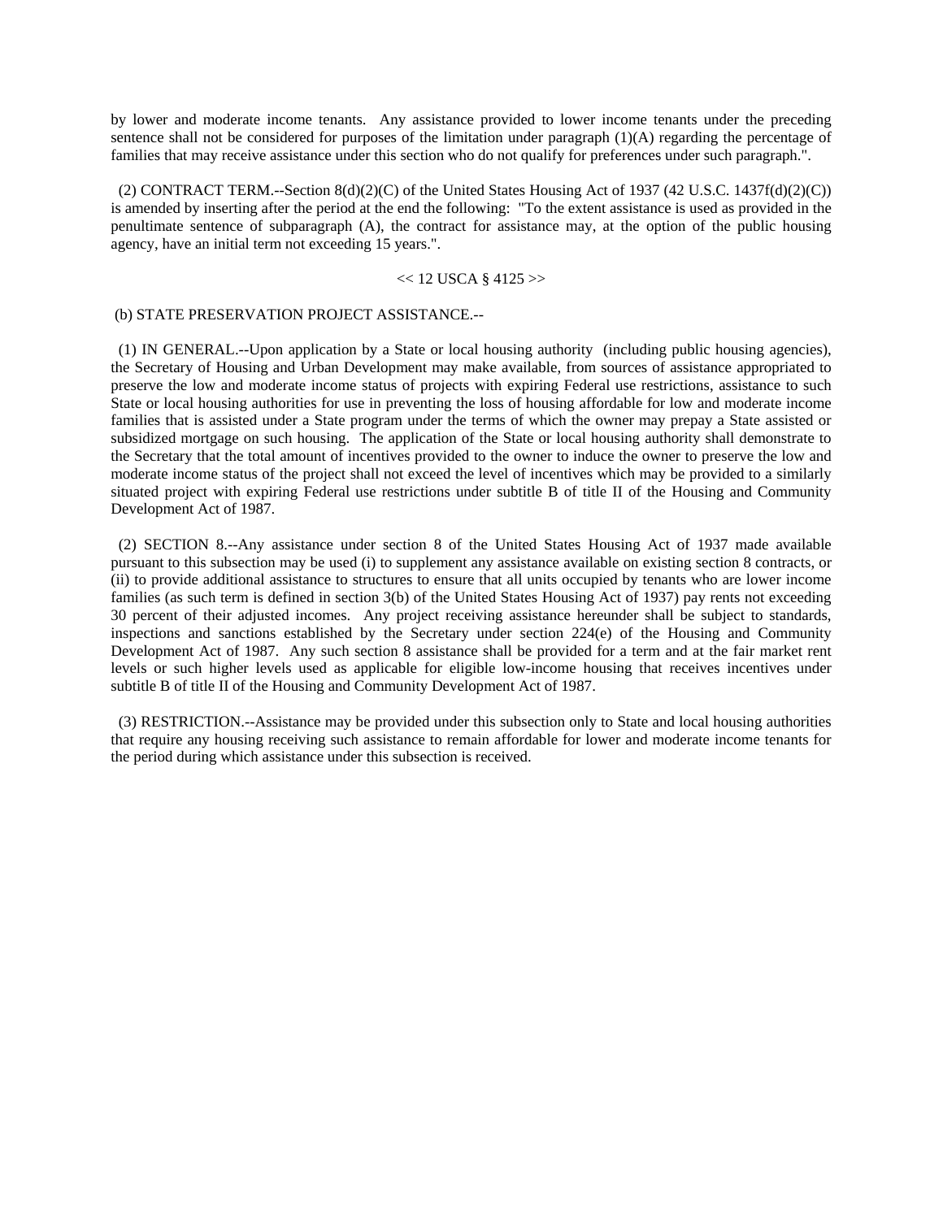by lower and moderate income tenants. Any assistance provided to lower income tenants under the preceding sentence shall not be considered for purposes of the limitation under paragraph (1)(A) regarding the percentage of families that may receive assistance under this section who do not qualify for preferences under such paragraph.".

(2) CONTRACT TERM.--Section 8(d)(2)(C) of the United States Housing Act of 1937 (42 U.S.C. 1437f(d)(2)(C)) is amended by inserting after the period at the end the following: "To the extent assistance is used as provided in the penultimate sentence of subparagraph (A), the contract for assistance may, at the option of the public housing agency, have an initial term not exceeding 15 years.".

<< 12 USCA § 4125 >>

(b) STATE PRESERVATION PROJECT ASSISTANCE.--

(1) IN GENERAL.--Upon application by a State or local housing authority (including public housing agencies), the Secretary of Housing and Urban Development may make available, from sources of assistance appropriated to preserve the low and moderate income status of projects with expiring Federal use restrictions, assistance to such State or local housing authorities for use in preventing the loss of housing affordable for low and moderate income families that is assisted under a State program under the terms of which the owner may prepay a State assisted or subsidized mortgage on such housing. The application of the State or local housing authority shall demonstrate to the Secretary that the total amount of incentives provided to the owner to induce the owner to preserve the low and moderate income status of the project shall not exceed the level of incentives which may be provided to a similarly situated project with expiring Federal use restrictions under subtitle B of title II of the Housing and Community Development Act of 1987.

(2) SECTION 8.--Any assistance under section 8 of the United States Housing Act of 1937 made available pursuant to this subsection may be used (i) to supplement any assistance available on existing section 8 contracts, or (ii) to provide additional assistance to structures to ensure that all units occupied by tenants who are lower income families (as such term is defined in section 3(b) of the United States Housing Act of 1937) pay rents not exceeding 30 percent of their adjusted incomes. Any project receiving assistance hereunder shall be subject to standards, inspections and sanctions established by the Secretary under section 224(e) of the Housing and Community Development Act of 1987. Any such section 8 assistance shall be provided for a term and at the fair market rent levels or such higher levels used as applicable for eligible low-income housing that receives incentives under subtitle B of title II of the Housing and Community Development Act of 1987.

(3) RESTRICTION.--Assistance may be provided under this subsection only to State and local housing authorities that require any housing receiving such assistance to remain affordable for lower and moderate income tenants for the period during which assistance under this subsection is received.